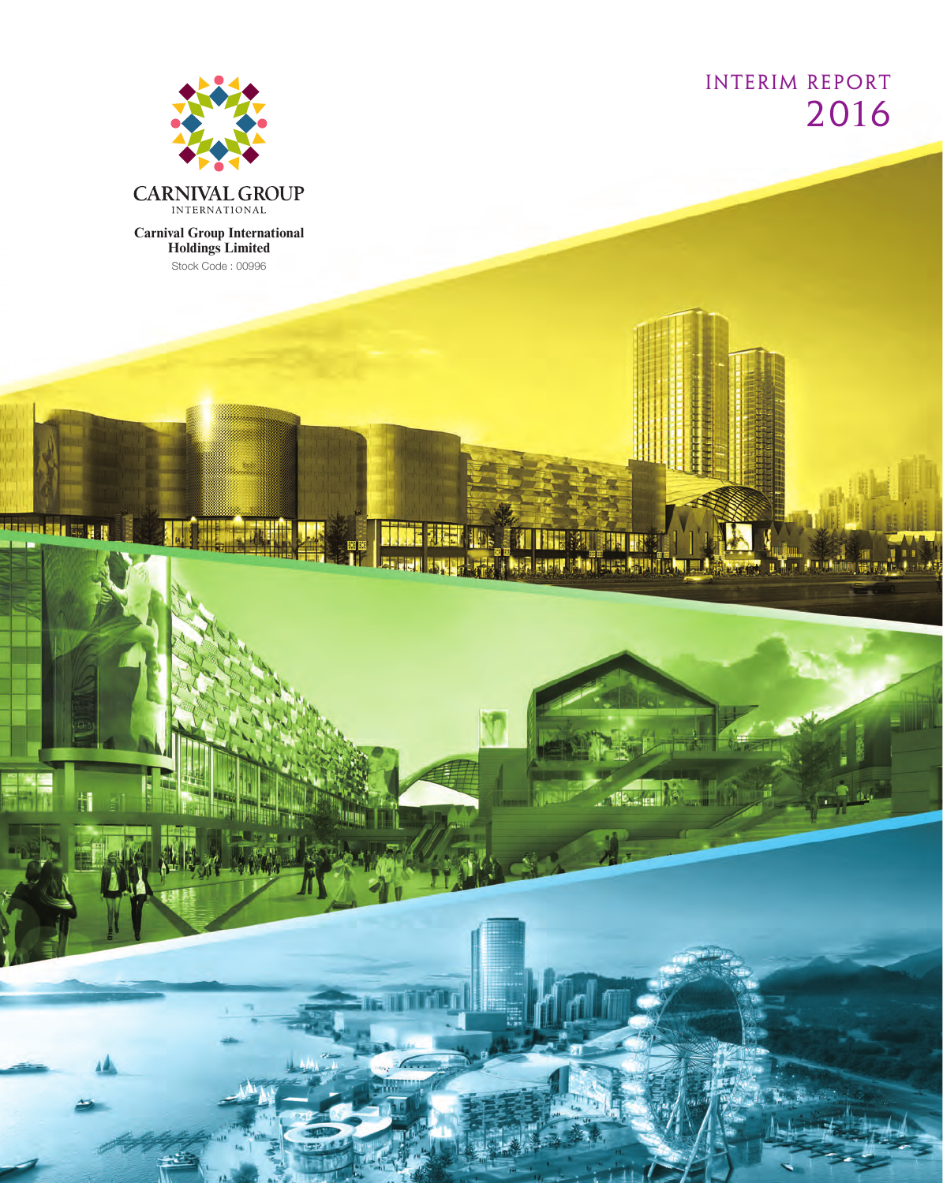CARNIVAL GROUP
INTERNATIONAL

**Carnival Group International Holdings Limited**

Stock Code : 00996

# INTERIM REPORT 2016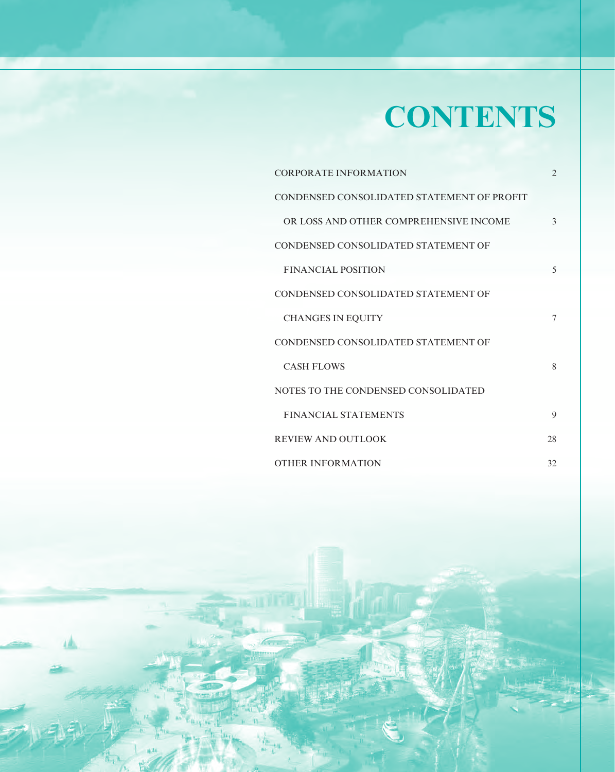# CONTENTS

| | |
|---|---|
| CORPORATE INFORMATION | 2 |
| CONDENSED CONSOLIDATED STATEMENT OF PROFIT OR LOSS AND OTHER COMPREHENSIVE INCOME | 3 |
| CONDENSED CONSOLIDATED STATEMENT OF FINANCIAL POSITION | 5 |
| CONDENSED CONSOLIDATED STATEMENT OF CHANGES IN EQUITY | 7 |
| CONDENSED CONSOLIDATED STATEMENT OF CASH FLOWS | 8 |
| NOTES TO THE CONDENSED CONSOLIDATED FINANCIAL STATEMENTS | 9 |
| REVIEW AND OUTLOOK | 28 |
| OTHER INFORMATION | 32 |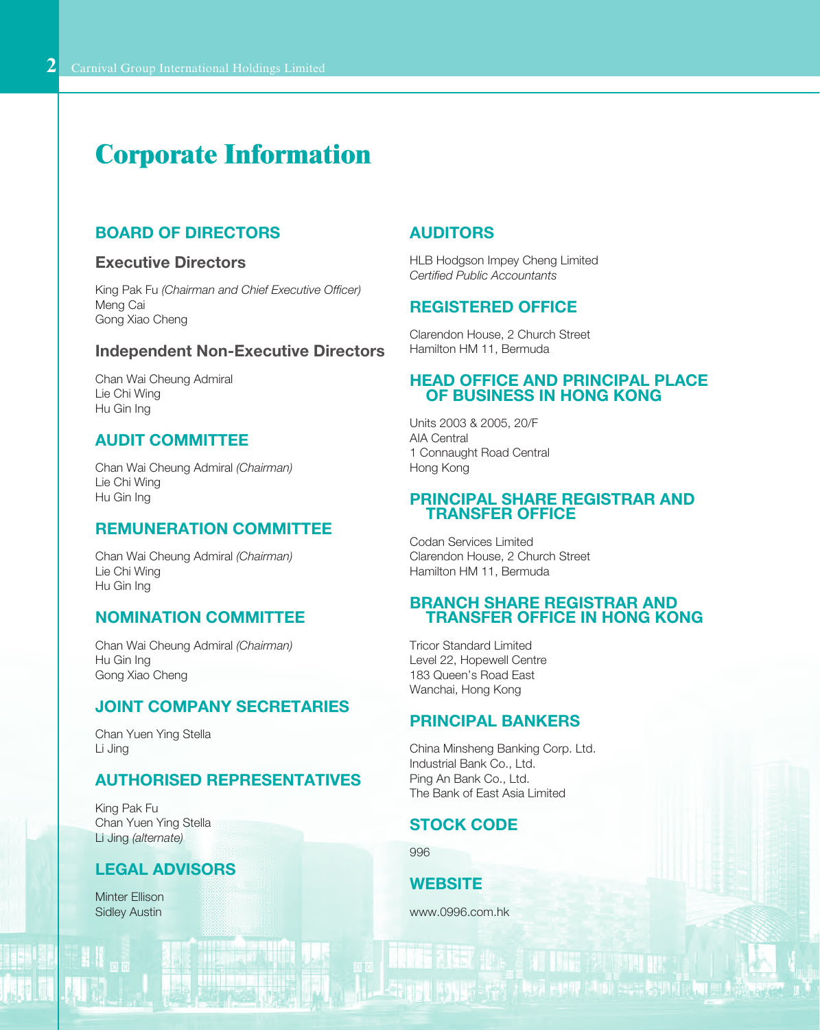# Corporate Information

## BOARD OF DIRECTORS

### Executive Directors

King Pak Fu *(Chairman and Chief Executive Officer)*
Meng Cai
Gong Xiao Cheng

### Independent Non-Executive Directors

Chan Wai Cheung Admiral
Lie Chi Wing
Hu Gin Ing

## AUDIT COMMITTEE

Chan Wai Cheung Admiral *(Chairman)*
Lie Chi Wing
Hu Gin Ing

## REMUNERATION COMMITTEE

Chan Wai Cheung Admiral *(Chairman)*
Lie Chi Wing
Hu Gin Ing

## NOMINATION COMMITTEE

Chan Wai Cheung Admiral *(Chairman)*
Hu Gin Ing
Gong Xiao Cheng

## JOINT COMPANY SECRETARIES

Chan Yuen Ying Stella
Li Jing

## AUTHORISED REPRESENTATIVES

King Pak Fu
Chan Yuen Ying Stella
Li Jing *(alternate)*

## LEGAL ADVISORS

Minter Ellison
Sidley Austin

## AUDITORS

HLB Hodgson Impey Cheng Limited
*Certified Public Accountants*

## REGISTERED OFFICE

Clarendon House, 2 Church Street
Hamilton HM 11, Bermuda

## HEAD OFFICE AND PRINCIPAL PLACE OF BUSINESS IN HONG KONG

Units 2003 & 2005, 20/F
AIA Central
1 Connaught Road Central
Hong Kong

## PRINCIPAL SHARE REGISTRAR AND TRANSFER OFFICE

Codan Services Limited
Clarendon House, 2 Church Street
Hamilton HM 11, Bermuda

## BRANCH SHARE REGISTRAR AND TRANSFER OFFICE IN HONG KONG

Tricor Standard Limited
Level 22, Hopewell Centre
183 Queen's Road East
Wanchai, Hong Kong

## PRINCIPAL BANKERS

China Minsheng Banking Corp. Ltd.
Industrial Bank Co., Ltd.
Ping An Bank Co., Ltd.
The Bank of East Asia Limited

## STOCK CODE

996

## WEBSITE

www.0996.com.hk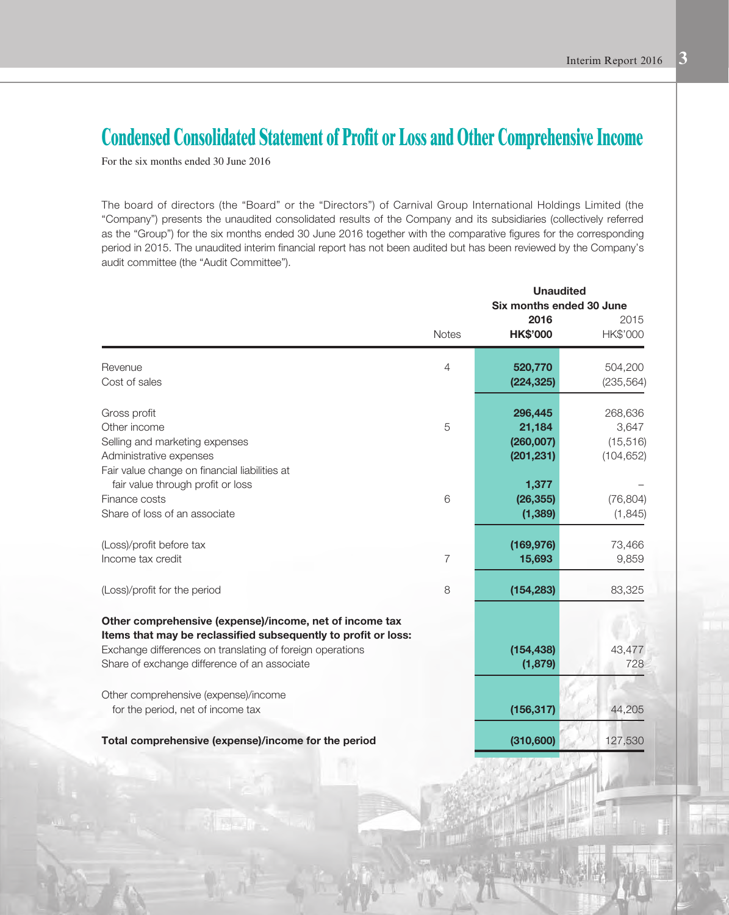# Condensed Consolidated Statement of Profit or Loss and Other Comprehensive Income

For the six months ended 30 June 2016

The board of directors (the "Board" or the "Directors") of Carnival Group International Holdings Limited (the "Company") presents the unaudited consolidated results of the Company and its subsidiaries (collectively referred as the "Group") for the six months ended 30 June 2016 together with the comparative figures for the corresponding period in 2015. The unaudited interim financial report has not been audited but has been reviewed by the Company's audit committee (the "Audit Committee").

| | | **Unaudited** | |
|---|---|---|---|
| | | **Six months ended 30 June** | |
| | | **2016** | 2015 |
| | Notes | **HK$'000** | HK$'000 |
| Revenue | 4 | **520,770** | 504,200 |
| Cost of sales | | **(224,325)** | (235,564) |
| Gross profit | | **296,445** | 268,636 |
| Other income | 5 | **21,184** | 3,647 |
| Selling and marketing expenses | | **(260,007)** | (15,516) |
| Administrative expenses | | **(201,231)** | (104,652) |
| Fair value change on financial liabilities at fair value through profit or loss | | **1,377** | – |
| Finance costs | 6 | **(26,355)** | (76,804) |
| Share of loss of an associate | | **(1,389)** | (1,845) |
| (Loss)/profit before tax | | **(169,976)** | 73,466 |
| Income tax credit | 7 | **15,693** | 9,859 |
| (Loss)/profit for the period | 8 | **(154,283)** | 83,325 |
| **Other comprehensive (expense)/income, net of income tax** | | | |
| **Items that may be reclassified subsequently to profit or loss:** | | | |
| Exchange differences on translating of foreign operations | | **(154,438)** | 43,477 |
| Share of exchange difference of an associate | | **(1,879)** | 728 |
| Other comprehensive (expense)/income for the period, net of income tax | | **(156,317)** | 44,205 |
| **Total comprehensive (expense)/income for the period** | | **(310,600)** | 127,530 |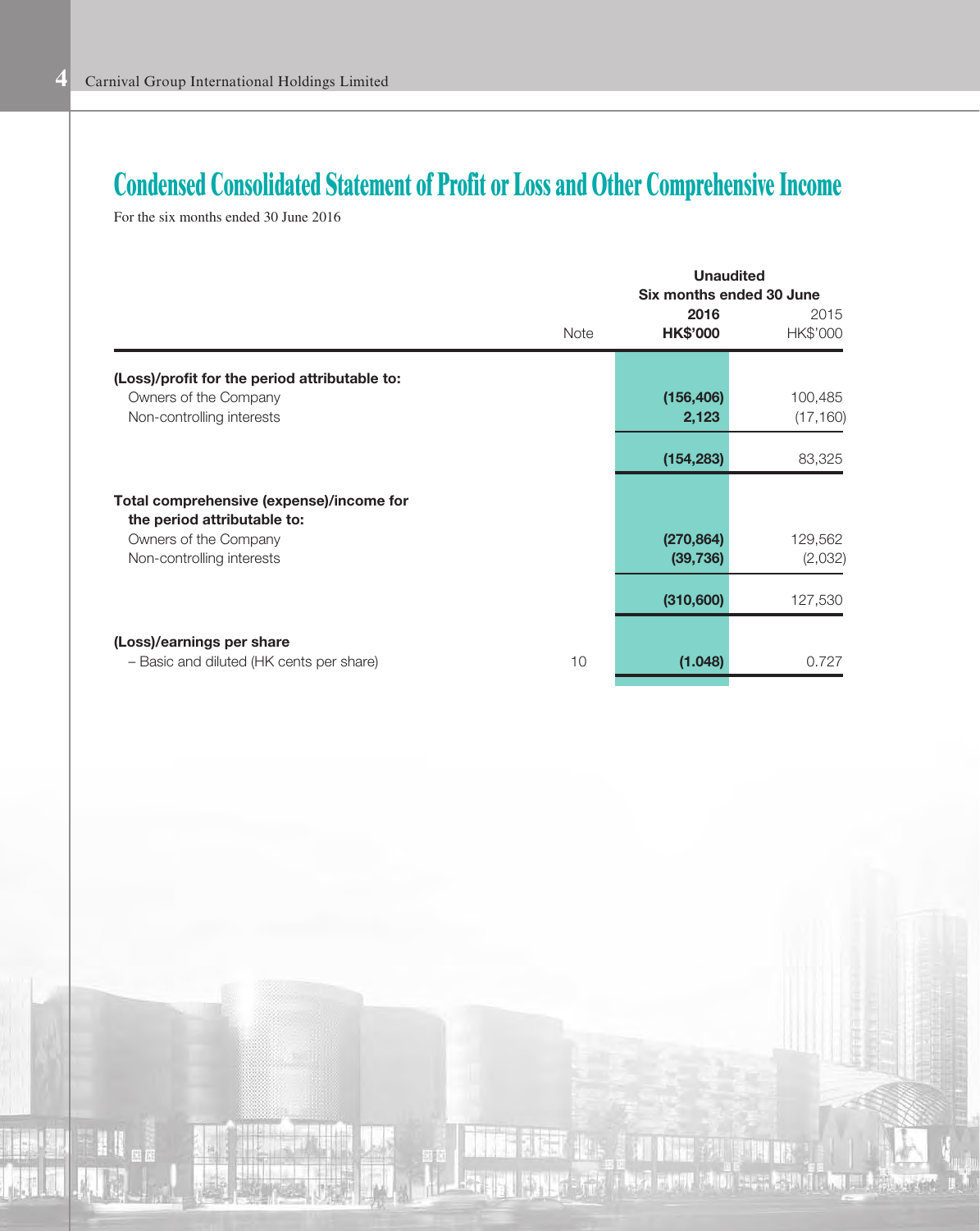# Condensed Consolidated Statement of Profit or Loss and Other Comprehensive Income

For the six months ended 30 June 2016

| | | Unaudited | |
|---|---|---|---|
| | | Six months ended 30 June | |
| | | **2016** | 2015 |
| | Note | **HK$'000** | HK$'000 |
| **(Loss)/profit for the period attributable to:** | | | |
| Owners of the Company | | **(156,406)** | 100,485 |
| Non-controlling interests | | **2,123** | (17,160) |
| | | **(154,283)** | 83,325 |
| **Total comprehensive (expense)/income for the period attributable to:** | | | |
| Owners of the Company | | **(270,864)** | 129,562 |
| Non-controlling interests | | **(39,736)** | (2,032) |
| | | **(310,600)** | 127,530 |
| **(Loss)/earnings per share** | | | |
| – Basic and diluted (HK cents per share) | 10 | **(1.048)** | 0.727 |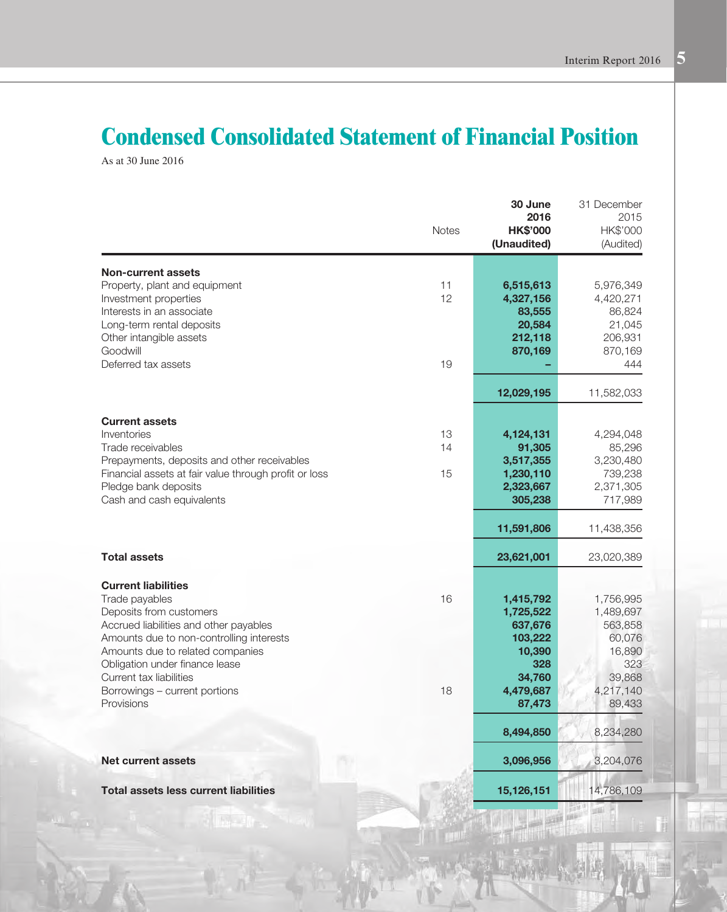# Condensed Consolidated Statement of Financial Position

As at 30 June 2016

| | Notes | 30 June 2016 HK$'000 (Unaudited) | 31 December 2015 HK$'000 (Audited) |
|---|---|---|---|
| **Non-current assets** | | | |
| Property, plant and equipment | 11 | **6,515,613** | 5,976,349 |
| Investment properties | 12 | **4,327,156** | 4,420,271 |
| Interests in an associate | | **83,555** | 86,824 |
| Long-term rental deposits | | **20,584** | 21,045 |
| Other intangible assets | | **212,118** | 206,931 |
| Goodwill | | **870,169** | 870,169 |
| Deferred tax assets | 19 | **–** | 444 |
| | | **12,029,195** | 11,582,033 |
| **Current assets** | | | |
| Inventories | 13 | **4,124,131** | 4,294,048 |
| Trade receivables | 14 | **91,305** | 85,296 |
| Prepayments, deposits and other receivables | | **3,517,355** | 3,230,480 |
| Financial assets at fair value through profit or loss | 15 | **1,230,110** | 739,238 |
| Pledge bank deposits | | **2,323,667** | 2,371,305 |
| Cash and cash equivalents | | **305,238** | 717,989 |
| | | **11,591,806** | 11,438,356 |
| **Total assets** | | **23,621,001** | 23,020,389 |
| **Current liabilities** | | | |
| Trade payables | 16 | **1,415,792** | 1,756,995 |
| Deposits from customers | | **1,725,522** | 1,489,697 |
| Accrued liabilities and other payables | | **637,676** | 563,858 |
| Amounts due to non-controlling interests | | **103,222** | 60,076 |
| Amounts due to related companies | | **10,390** | 16,890 |
| Obligation under finance lease | | **328** | 323 |
| Current tax liabilities | | **34,760** | 39,868 |
| Borrowings – current portions | 18 | **4,479,687** | 4,217,140 |
| Provisions | | **87,473** | 89,433 |
| | | **8,494,850** | 8,234,280 |
| **Net current assets** | | **3,096,956** | 3,204,076 |
| **Total assets less current liabilities** | | **15,126,151** | 14,786,109 |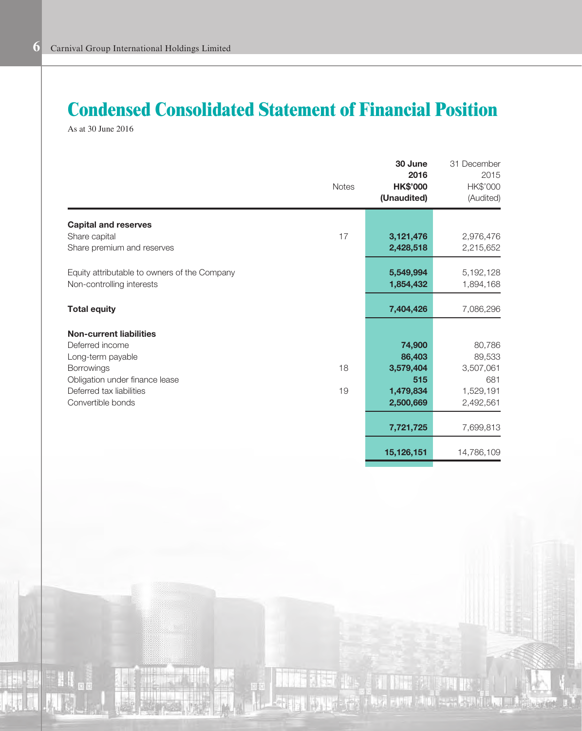# Condensed Consolidated Statement of Financial Position

As at 30 June 2016

| | Notes | 30 June 2016 HK$'000 (Unaudited) | 31 December 2015 HK$'000 (Audited) |
|---|---|---|---|
| **Capital and reserves** | | | |
| Share capital | 17 | **3,121,476** | 2,976,476 |
| Share premium and reserves | | **2,428,518** | 2,215,652 |
| Equity attributable to owners of the Company | | **5,549,994** | 5,192,128 |
| Non-controlling interests | | **1,854,432** | 1,894,168 |
| **Total equity** | | **7,404,426** | 7,086,296 |
| **Non-current liabilities** | | | |
| Deferred income | | **74,900** | 80,786 |
| Long-term payable | | **86,403** | 89,533 |
| Borrowings | 18 | **3,579,404** | 3,507,061 |
| Obligation under finance lease | | **515** | 681 |
| Deferred tax liabilities | 19 | **1,479,834** | 1,529,191 |
| Convertible bonds | | **2,500,669** | 2,492,561 |
| | | **7,721,725** | 7,699,813 |
| | | **15,126,151** | 14,786,109 |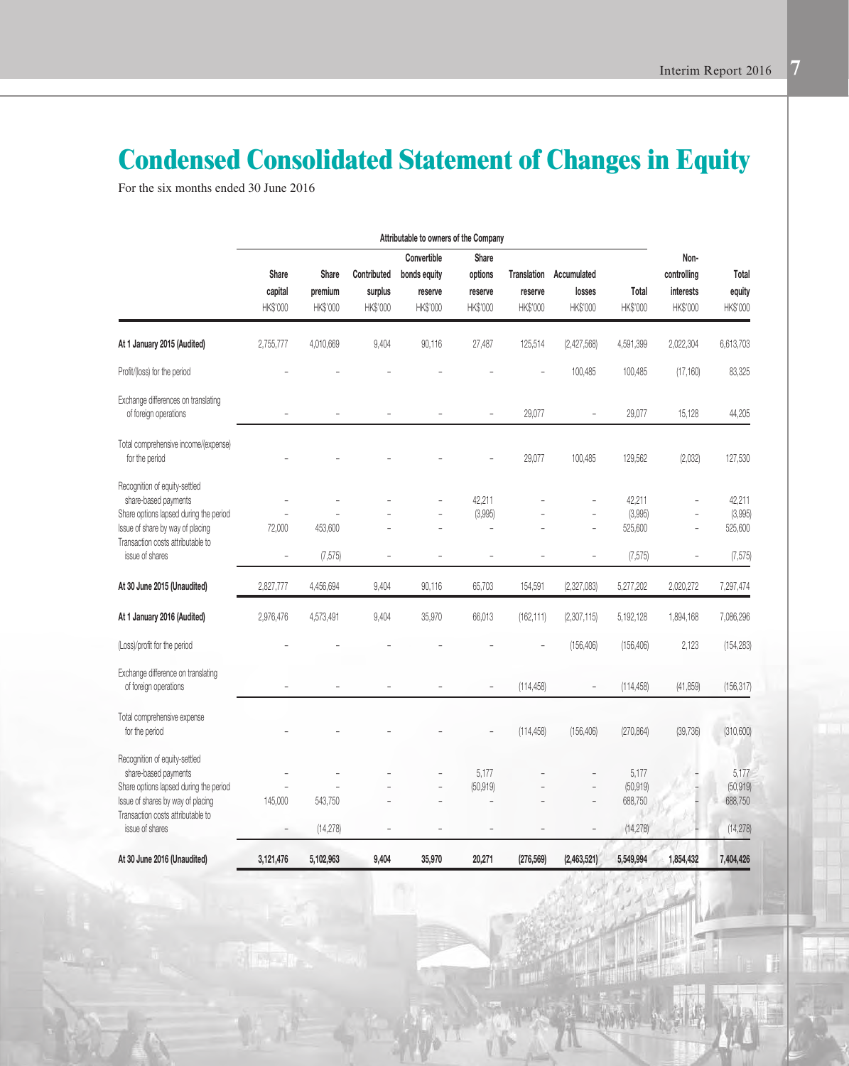# Condensed Consolidated Statement of Changes in Equity

For the six months ended 30 June 2016

| | Attributable to owners of the Company | | | | | | | | | |
|---|---|---|---|---|---|---|---|---|---|---|
| | Share capital HK$'000 | Share premium HK$'000 | Contributed surplus HK$'000 | Convertible bonds equity reserve HK$'000 | Share options reserve HK$'000 | Translation reserve HK$'000 | Accumulated losses HK$'000 | Total HK$'000 | Non-controlling interests HK$'000 | Total equity HK$'000 |
| **At 1 January 2015 (Audited)** | 2,755,777 | 4,010,669 | 9,404 | 90,116 | 27,487 | 125,514 | (2,427,568) | 4,591,399 | 2,022,304 | 6,613,703 |
| Profit/(loss) for the period | – | – | – | – | – | – | 100,485 | 100,485 | (17,160) | 83,325 |
| Exchange differences on translating of foreign operations | – | – | – | – | – | 29,077 | – | 29,077 | 15,128 | 44,205 |
| Total comprehensive income/(expense) for the period | – | – | – | – | – | 29,077 | 100,485 | 129,562 | (2,032) | 127,530 |
| Recognition of equity-settled share-based payments | – | – | – | – | 42,211 | – | – | 42,211 | – | 42,211 |
| Share options lapsed during the period | – | – | – | – | (3,995) | – | – | (3,995) | – | (3,995) |
| Issue of share by way of placing | 72,000 | 453,600 | – | – | – | – | – | 525,600 | – | 525,600 |
| Transaction costs attributable to issue of shares | – | (7,575) | – | – | – | – | – | (7,575) | – | (7,575) |
| **At 30 June 2015 (Unaudited)** | 2,827,777 | 4,456,694 | 9,404 | 90,116 | 65,703 | 154,591 | (2,327,083) | 5,277,202 | 2,020,272 | 7,297,474 |
| **At 1 January 2016 (Audited)** | 2,976,476 | 4,573,491 | 9,404 | 35,970 | 66,013 | (162,111) | (2,307,115) | 5,192,128 | 1,894,168 | 7,086,296 |
| (Loss)/profit for the period | – | – | – | – | – | – | (156,406) | (156,406) | 2,123 | (154,283) |
| Exchange difference on translating of foreign operations | – | – | – | – | – | (114,458) | – | (114,458) | (41,859) | (156,317) |
| Total comprehensive expense for the period | – | – | – | – | – | (114,458) | (156,406) | (270,864) | (39,736) | (310,600) |
| Recognition of equity-settled share-based payments | – | – | – | – | 5,177 | – | – | 5,177 | – | 5,177 |
| Share options lapsed during the period | – | – | – | – | (50,919) | – | – | (50,919) | – | (50,919) |
| Issue of shares by way of placing | 145,000 | 543,750 | – | – | – | – | – | 688,750 | – | 688,750 |
| Transaction costs attributable to issue of shares | – | (14,278) | – | – | – | – | – | (14,278) | – | (14,278) |
| **At 30 June 2016 (Unaudited)** | **3,121,476** | **5,102,963** | **9,404** | **35,970** | **20,271** | **(276,569)** | **(2,463,521)** | **5,549,994** | **1,854,432** | **7,404,426** |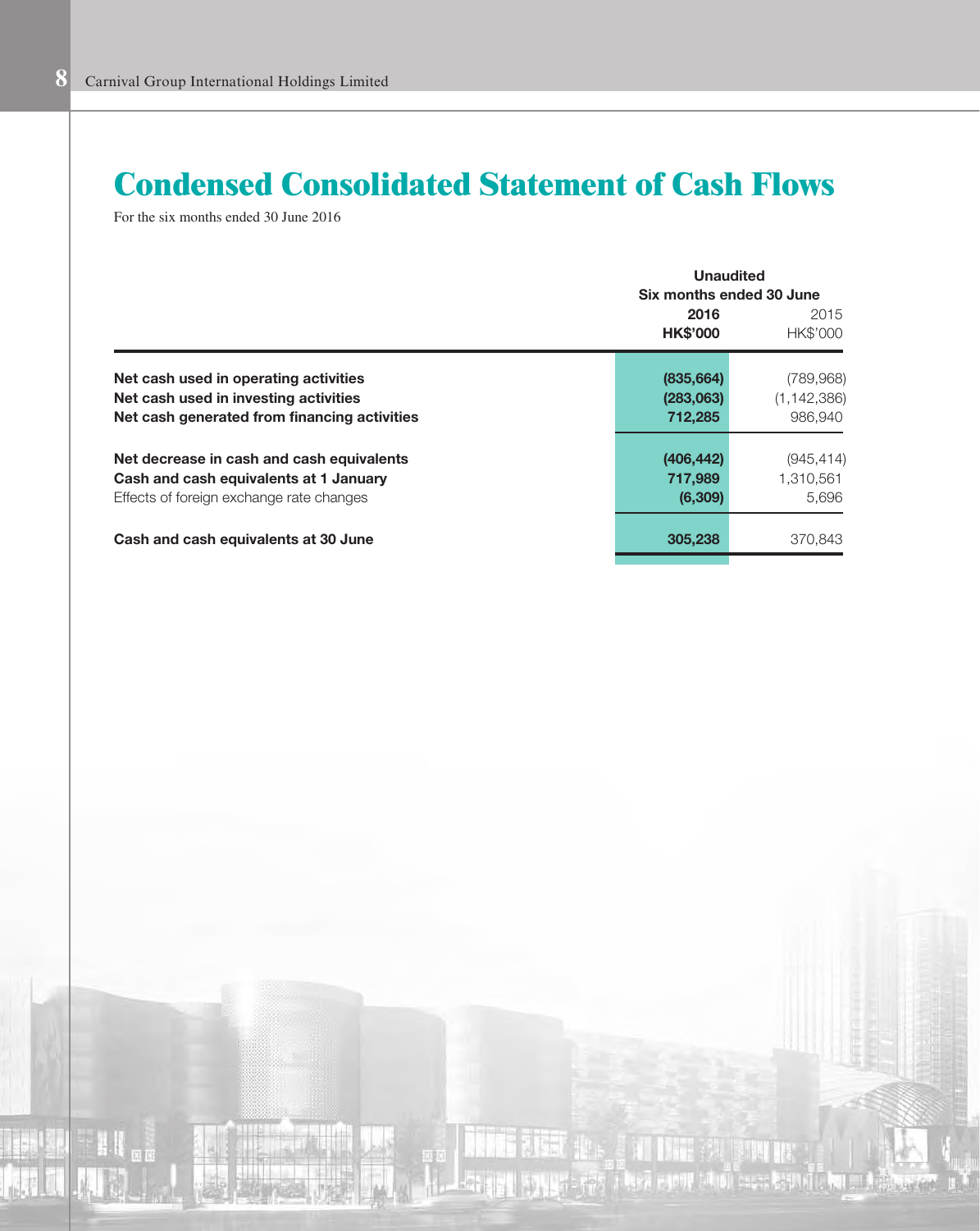# Condensed Consolidated Statement of Cash Flows

For the six months ended 30 June 2016

| | Unaudited Six months ended 30 June | |
|---|---|---|
| | **2016** | 2015 |
| | **HK$'000** | HK$'000 |
| **Net cash used in operating activities** | **(835,664)** | (789,968) |
| **Net cash used in investing activities** | **(283,063)** | (1,142,386) |
| **Net cash generated from financing activities** | **712,285** | 986,940 |
| **Net decrease in cash and cash equivalents** | **(406,442)** | (945,414) |
| **Cash and cash equivalents at 1 January** | **717,989** | 1,310,561 |
| Effects of foreign exchange rate changes | **(6,309)** | 5,696 |
| **Cash and cash equivalents at 30 June** | **305,238** | 370,843 |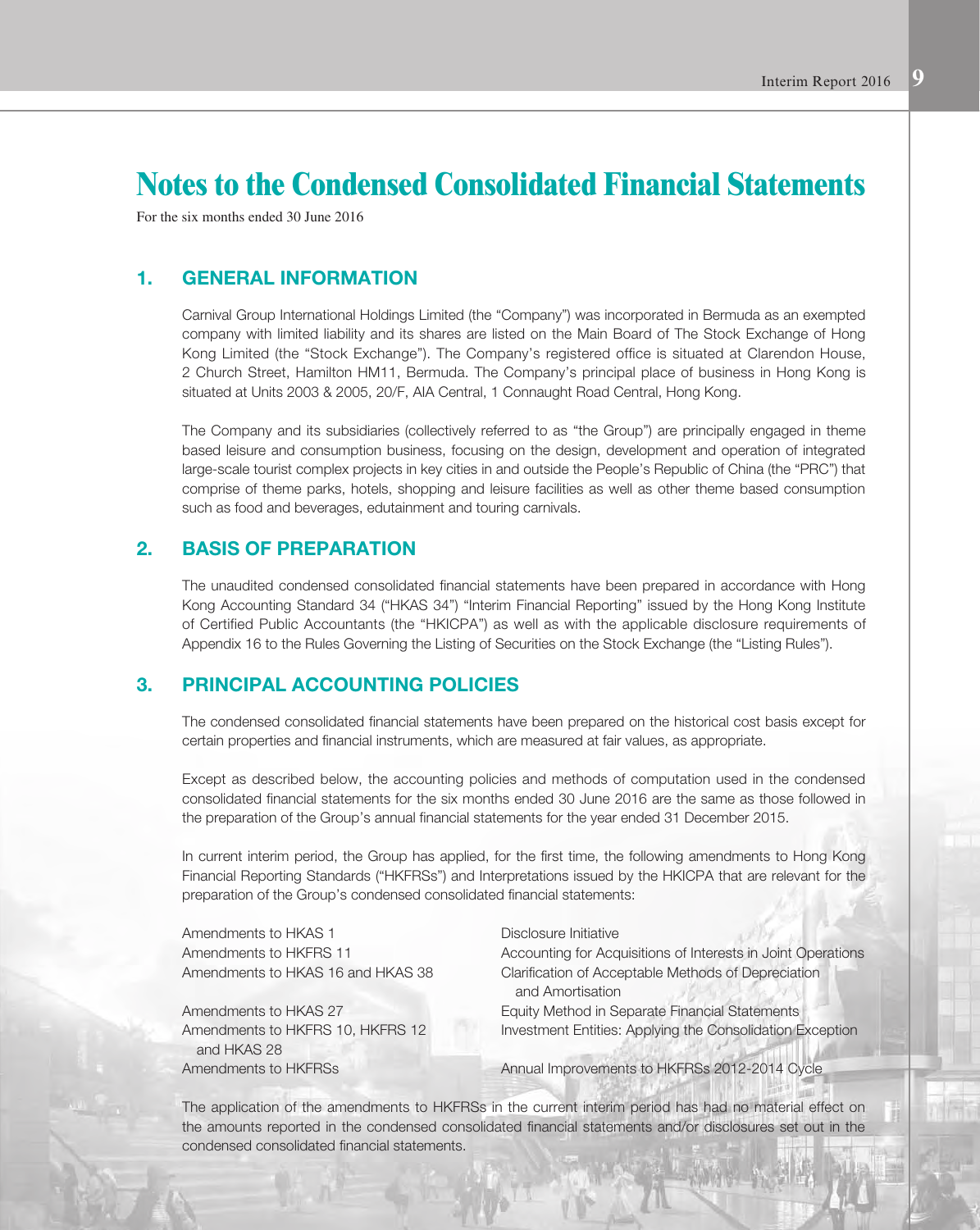# Notes to the Condensed Consolidated Financial Statements

For the six months ended 30 June 2016

## 1. GENERAL INFORMATION

Carnival Group International Holdings Limited (the "Company") was incorporated in Bermuda as an exempted company with limited liability and its shares are listed on the Main Board of The Stock Exchange of Hong Kong Limited (the "Stock Exchange"). The Company's registered office is situated at Clarendon House, 2 Church Street, Hamilton HM11, Bermuda. The Company's principal place of business in Hong Kong is situated at Units 2003 & 2005, 20/F, AIA Central, 1 Connaught Road Central, Hong Kong.

The Company and its subsidiaries (collectively referred to as "the Group") are principally engaged in theme based leisure and consumption business, focusing on the design, development and operation of integrated large-scale tourist complex projects in key cities in and outside the People's Republic of China (the "PRC") that comprise of theme parks, hotels, shopping and leisure facilities as well as other theme based consumption such as food and beverages, edutainment and touring carnivals.

## 2. BASIS OF PREPARATION

The unaudited condensed consolidated financial statements have been prepared in accordance with Hong Kong Accounting Standard 34 ("HKAS 34") "Interim Financial Reporting" issued by the Hong Kong Institute of Certified Public Accountants (the "HKICPA") as well as with the applicable disclosure requirements of Appendix 16 to the Rules Governing the Listing of Securities on the Stock Exchange (the "Listing Rules").

## 3. PRINCIPAL ACCOUNTING POLICIES

The condensed consolidated financial statements have been prepared on the historical cost basis except for certain properties and financial instruments, which are measured at fair values, as appropriate.

Except as described below, the accounting policies and methods of computation used in the condensed consolidated financial statements for the six months ended 30 June 2016 are the same as those followed in the preparation of the Group's annual financial statements for the year ended 31 December 2015.

In current interim period, the Group has applied, for the first time, the following amendments to Hong Kong Financial Reporting Standards ("HKFRSs") and Interpretations issued by the HKICPA that are relevant for the preparation of the Group's condensed consolidated financial statements:

| | |
|---|---|
| Amendments to HKAS 1 | Disclosure Initiative |
| Amendments to HKFRS 11 | Accounting for Acquisitions of Interests in Joint Operations |
| Amendments to HKAS 16 and HKAS 38 | Clarification of Acceptable Methods of Depreciation and Amortisation |
| Amendments to HKAS 27 | Equity Method in Separate Financial Statements |
| Amendments to HKFRS 10, HKFRS 12 and HKAS 28 | Investment Entities: Applying the Consolidation Exception |
| Amendments to HKFRSs | Annual Improvements to HKFRSs 2012-2014 Cycle |

The application of the amendments to HKFRSs in the current interim period has had no material effect on the amounts reported in the condensed consolidated financial statements and/or disclosures set out in the condensed consolidated financial statements.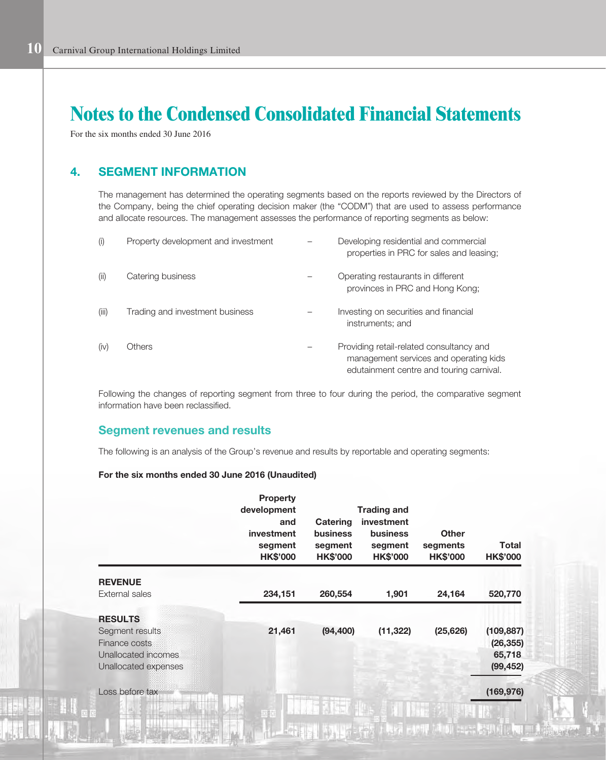# Notes to the Condensed Consolidated Financial Statements

For the six months ended 30 June 2016

## 4. SEGMENT INFORMATION

The management has determined the operating segments based on the reports reviewed by the Directors of the Company, being the chief operating decision maker (the "CODM") that are used to assess performance and allocate resources. The management assesses the performance of reporting segments as below:

(i) Property development and investment – Developing residential and commercial properties in PRC for sales and leasing;

(ii) Catering business – Operating restaurants in different provinces in PRC and Hong Kong;

(iii) Trading and investment business – Investing on securities and financial instruments; and

(iv) Others – Providing retail-related consultancy and management services and operating kids edutainment centre and touring carnival.

Following the changes of reporting segment from three to four during the period, the comparative segment information have been reclassified.

### Segment revenues and results

The following is an analysis of the Group's revenue and results by reportable and operating segments:

**For the six months ended 30 June 2016 (Unaudited)**

| | Property development and investment segment HK$'000 | Catering business segment HK$'000 | Trading and investment business segment HK$'000 | Other segments HK$'000 | Total HK$'000 |
|---|---|---|---|---|---|
| **REVENUE** | | | | | |
| External sales | 234,151 | 260,554 | 1,901 | 24,164 | 520,770 |
| **RESULTS** | | | | | |
| Segment results | 21,461 | (94,400) | (11,322) | (25,626) | (109,887) |
| Finance costs | | | | | (26,355) |
| Unallocated incomes | | | | | 65,718 |
| Unallocated expenses | | | | | (99,452) |
| Loss before tax | | | | | (169,976) |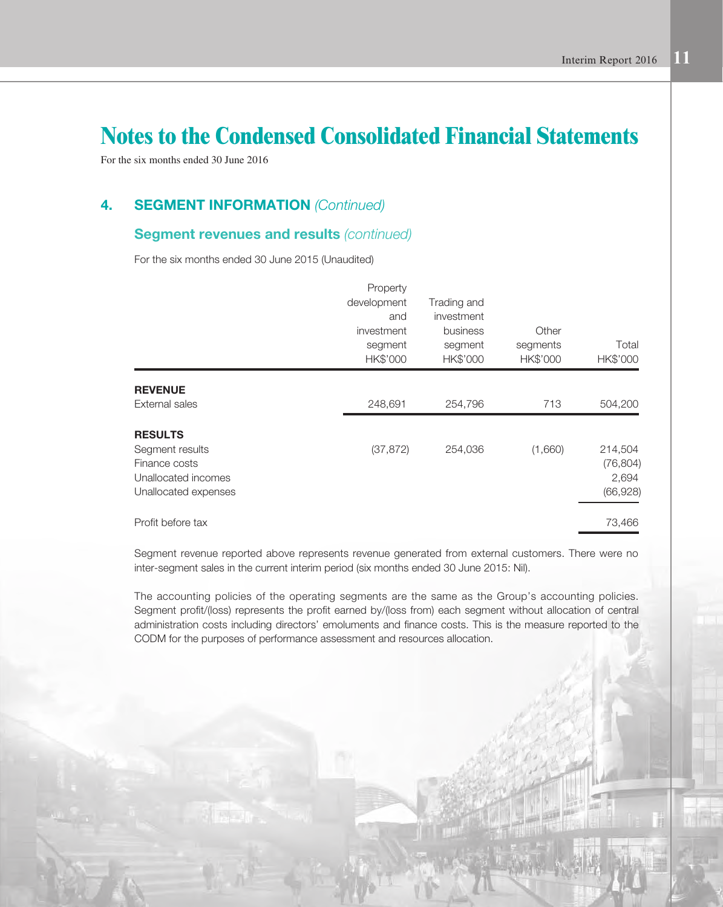# Notes to the Condensed Consolidated Financial Statements

For the six months ended 30 June 2016

## 4. SEGMENT INFORMATION *(Continued)*

### Segment revenues and results *(continued)*

For the six months ended 30 June 2015 (Unaudited)

| | Property development and investment segment HK$'000 | Trading and investment business segment HK$'000 | Other segments HK$'000 | Total HK$'000 |
|---|---|---|---|---|
| **REVENUE** | | | | |
| External sales | 248,691 | 254,796 | 713 | 504,200 |
| **RESULTS** | | | | |
| Segment results | (37,872) | 254,036 | (1,660) | 214,504 |
| Finance costs | | | | (76,804) |
| Unallocated incomes | | | | 2,694 |
| Unallocated expenses | | | | (66,928) |
| Profit before tax | | | | 73,466 |

Segment revenue reported above represents revenue generated from external customers. There were no inter-segment sales in the current interim period (six months ended 30 June 2015: Nil).

The accounting policies of the operating segments are the same as the Group's accounting policies. Segment profit/(loss) represents the profit earned by/(loss from) each segment without allocation of central administration costs including directors' emoluments and finance costs. This is the measure reported to the CODM for the purposes of performance assessment and resources allocation.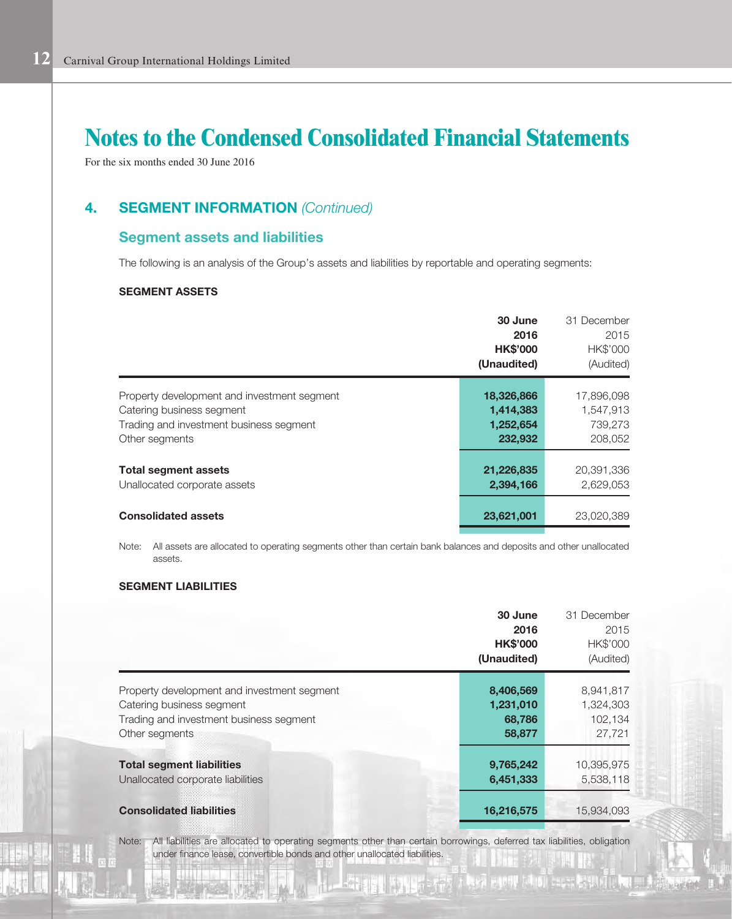# Notes to the Condensed Consolidated Financial Statements

For the six months ended 30 June 2016

## 4. SEGMENT INFORMATION *(Continued)*

### Segment assets and liabilities

The following is an analysis of the Group's assets and liabilities by reportable and operating segments:

**SEGMENT ASSETS**

| | **30 June 2016 HK$'000 (Unaudited)** | 31 December 2015 HK$'000 (Audited) |
|---|---|---|
| Property development and investment segment | **18,326,866** | 17,896,098 |
| Catering business segment | **1,414,383** | 1,547,913 |
| Trading and investment business segment | **1,252,654** | 739,273 |
| Other segments | **232,932** | 208,052 |
| **Total segment assets** | **21,226,835** | 20,391,336 |
| Unallocated corporate assets | **2,394,166** | 2,629,053 |
| **Consolidated assets** | **23,621,001** | 23,020,389 |

Note: All assets are allocated to operating segments other than certain bank balances and deposits and other unallocated assets.

**SEGMENT LIABILITIES**

| | **30 June 2016 HK$'000 (Unaudited)** | 31 December 2015 HK$'000 (Audited) |
|---|---|---|
| Property development and investment segment | **8,406,569** | 8,941,817 |
| Catering business segment | **1,231,010** | 1,324,303 |
| Trading and investment business segment | **68,786** | 102,134 |
| Other segments | **58,877** | 27,721 |
| **Total segment liabilities** | **9,765,242** | 10,395,975 |
| Unallocated corporate liabilities | **6,451,333** | 5,538,118 |
| **Consolidated liabilities** | **16,216,575** | 15,934,093 |

Note: All liabilities are allocated to operating segments other than certain borrowings, deferred tax liabilities, obligation under finance lease, convertible bonds and other unallocated liabilities.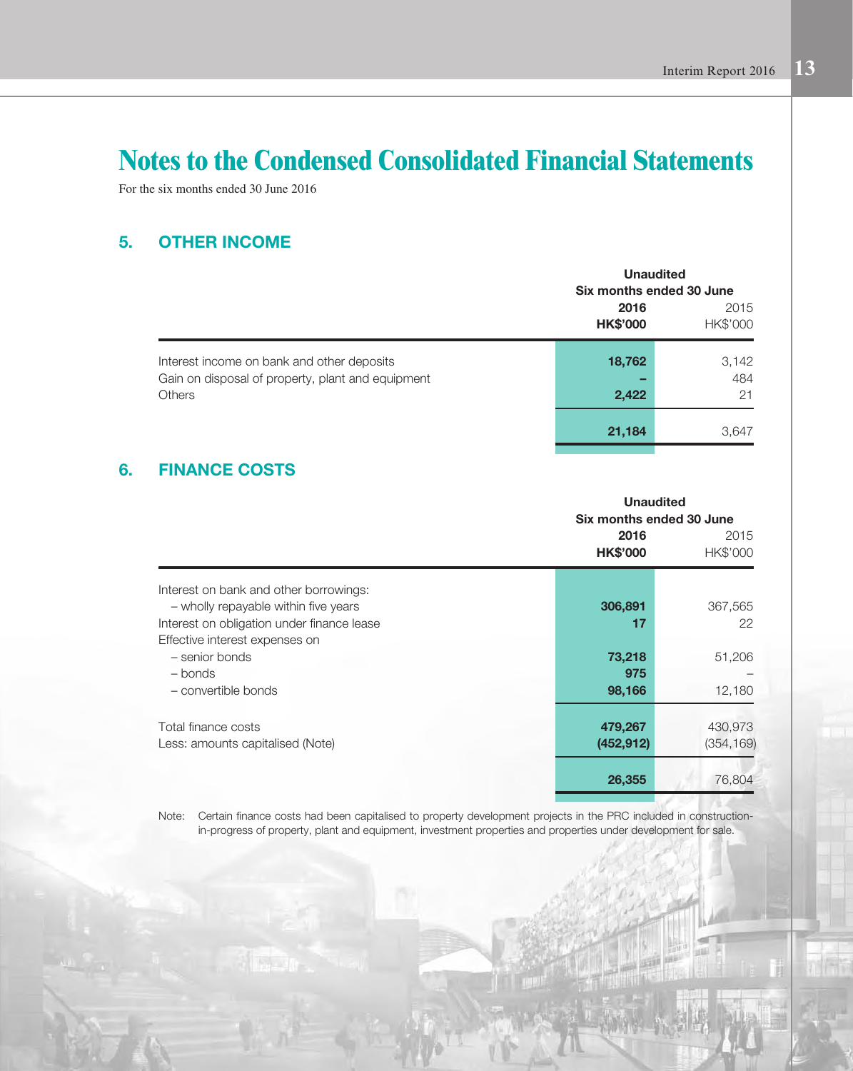# Notes to the Condensed Consolidated Financial Statements

For the six months ended 30 June 2016

## 5. OTHER INCOME

| | Unaudited Six months ended 30 June 2016 HK$'000 | Unaudited Six months ended 30 June 2015 HK$'000 |
|---|---|---|
| Interest income on bank and other deposits | **18,762** | 3,142 |
| Gain on disposal of property, plant and equipment | **–** | 484 |
| Others | **2,422** | 21 |
| | **21,184** | 3,647 |

## 6. FINANCE COSTS

| | Unaudited Six months ended 30 June 2016 HK$'000 | Unaudited Six months ended 30 June 2015 HK$'000 |
|---|---|---|
| Interest on bank and other borrowings: | | |
| – wholly repayable within five years | **306,891** | 367,565 |
| Interest on obligation under finance lease | **17** | 22 |
| Effective interest expenses on | | |
| – senior bonds | **73,218** | 51,206 |
| – bonds | **975** | – |
| – convertible bonds | **98,166** | 12,180 |
| Total finance costs | **479,267** | 430,973 |
| Less: amounts capitalised (Note) | **(452,912)** | (354,169) |
| | **26,355** | 76,804 |

Note: Certain finance costs had been capitalised to property development projects in the PRC included in construction-in-progress of property, plant and equipment, investment properties and properties under development for sale.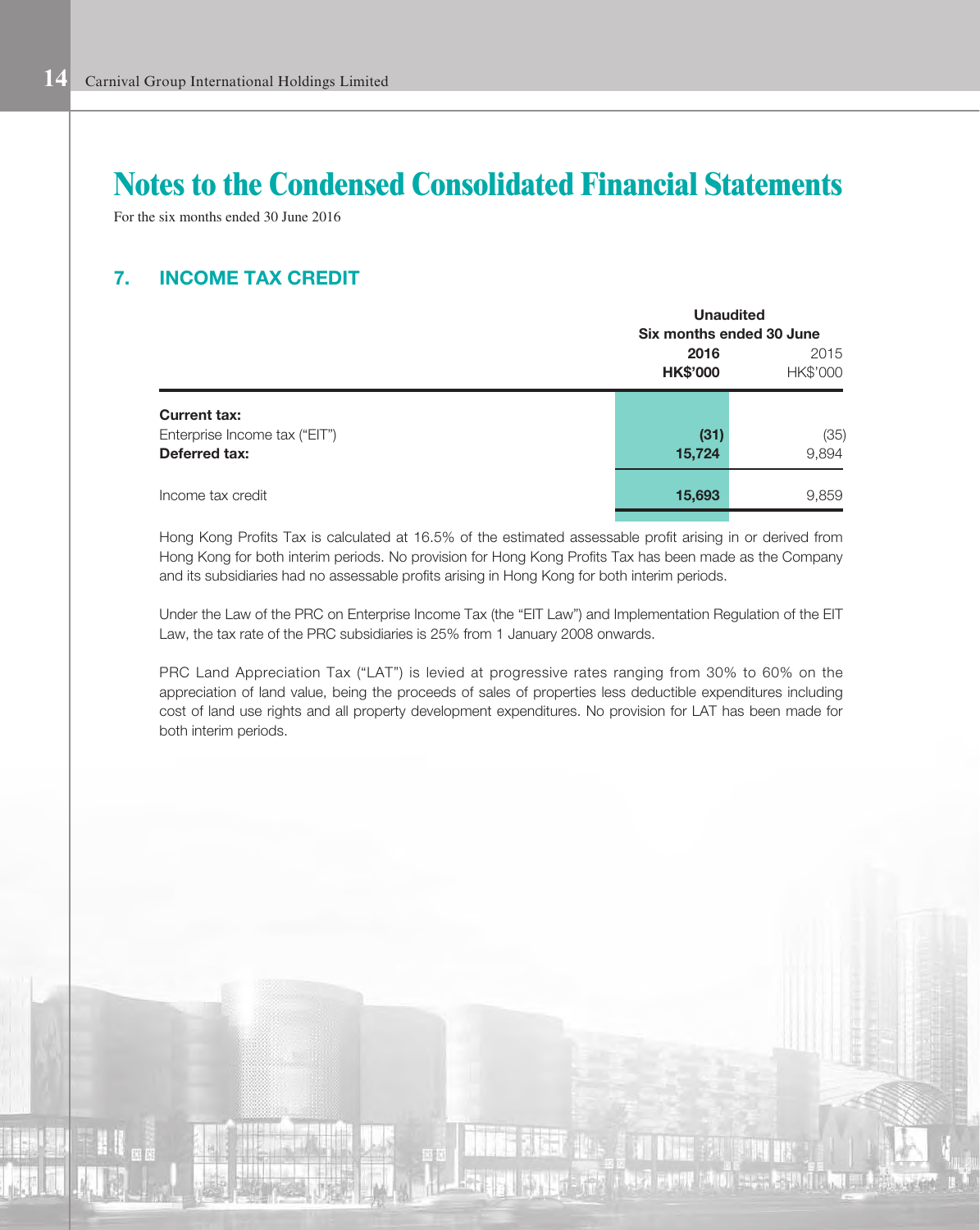# Notes to the Condensed Consolidated Financial Statements

For the six months ended 30 June 2016

## 7. INCOME TAX CREDIT

| | Unaudited Six months ended 30 June 2016 HK$'000 | 2015 HK$'000 |
|---|---|---|
| **Current tax:** | | |
| Enterprise Income tax ("EIT") | **(31)** | (35) |
| **Deferred tax:** | **15,724** | 9,894 |
| Income tax credit | **15,693** | 9,859 |

Hong Kong Profits Tax is calculated at 16.5% of the estimated assessable profit arising in or derived from Hong Kong for both interim periods. No provision for Hong Kong Profits Tax has been made as the Company and its subsidiaries had no assessable profits arising in Hong Kong for both interim periods.

Under the Law of the PRC on Enterprise Income Tax (the "EIT Law") and Implementation Regulation of the EIT Law, the tax rate of the PRC subsidiaries is 25% from 1 January 2008 onwards.

PRC Land Appreciation Tax ("LAT") is levied at progressive rates ranging from 30% to 60% on the appreciation of land value, being the proceeds of sales of properties less deductible expenditures including cost of land use rights and all property development expenditures. No provision for LAT has been made for both interim periods.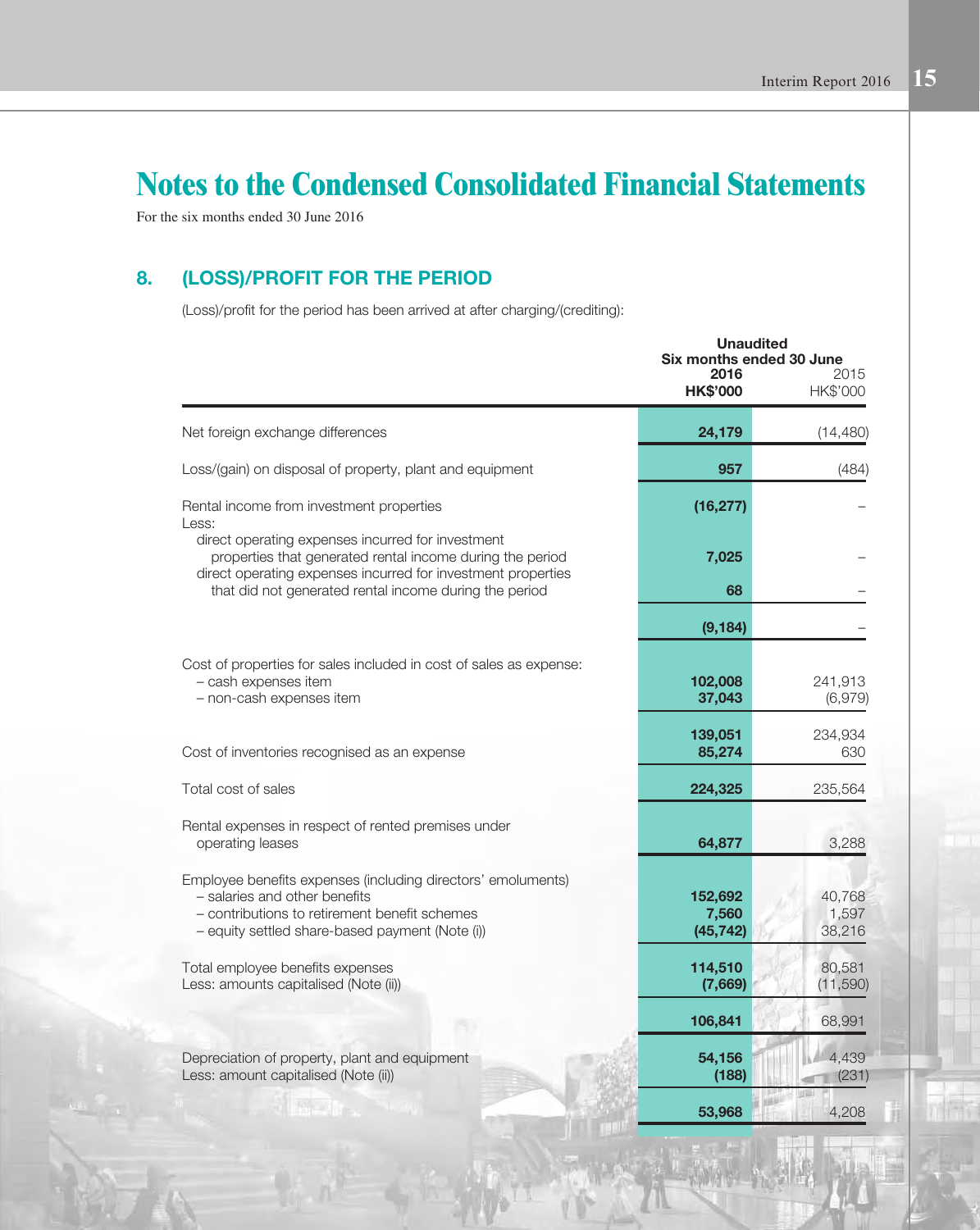# Notes to the Condensed Consolidated Financial Statements

For the six months ended 30 June 2016

## 8. (LOSS)/PROFIT FOR THE PERIOD

(Loss)/profit for the period has been arrived at after charging/(crediting):

| | Unaudited<br>Six months ended 30 June<br>2016<br>HK$'000 | <br><br>2015<br>HK$'000 |
|---|---|---|
| Net foreign exchange differences | **24,179** | (14,480) |
| Loss/(gain) on disposal of property, plant and equipment | **957** | (484) |
| Rental income from investment properties | **(16,277)** | – |
| Less: | | |
| direct operating expenses incurred for investment properties that generated rental income during the period | **7,025** | – |
| direct operating expenses incurred for investment properties that did not generated rental income during the period | **68** | – |
| | **(9,184)** | – |
| Cost of properties for sales included in cost of sales as expense: | | |
| – cash expenses item | **102,008** | 241,913 |
| – non-cash expenses item | **37,043** | (6,979) |
| | **139,051** | 234,934 |
| Cost of inventories recognised as an expense | **85,274** | 630 |
| Total cost of sales | **224,325** | 235,564 |
| Rental expenses in respect of rented premises under operating leases | **64,877** | 3,288 |
| Employee benefits expenses (including directors' emoluments) | | |
| – salaries and other benefits | **152,692** | 40,768 |
| – contributions to retirement benefit schemes | **7,560** | 1,597 |
| – equity settled share-based payment (Note (i)) | **(45,742)** | 38,216 |
| Total employee benefits expenses | **114,510** | 80,581 |
| Less: amounts capitalised (Note (ii)) | **(7,669)** | (11,590) |
| | **106,841** | 68,991 |
| Depreciation of property, plant and equipment | **54,156** | 4,439 |
| Less: amount capitalised (Note (ii)) | **(188)** | (231) |
| | **53,968** | 4,208 |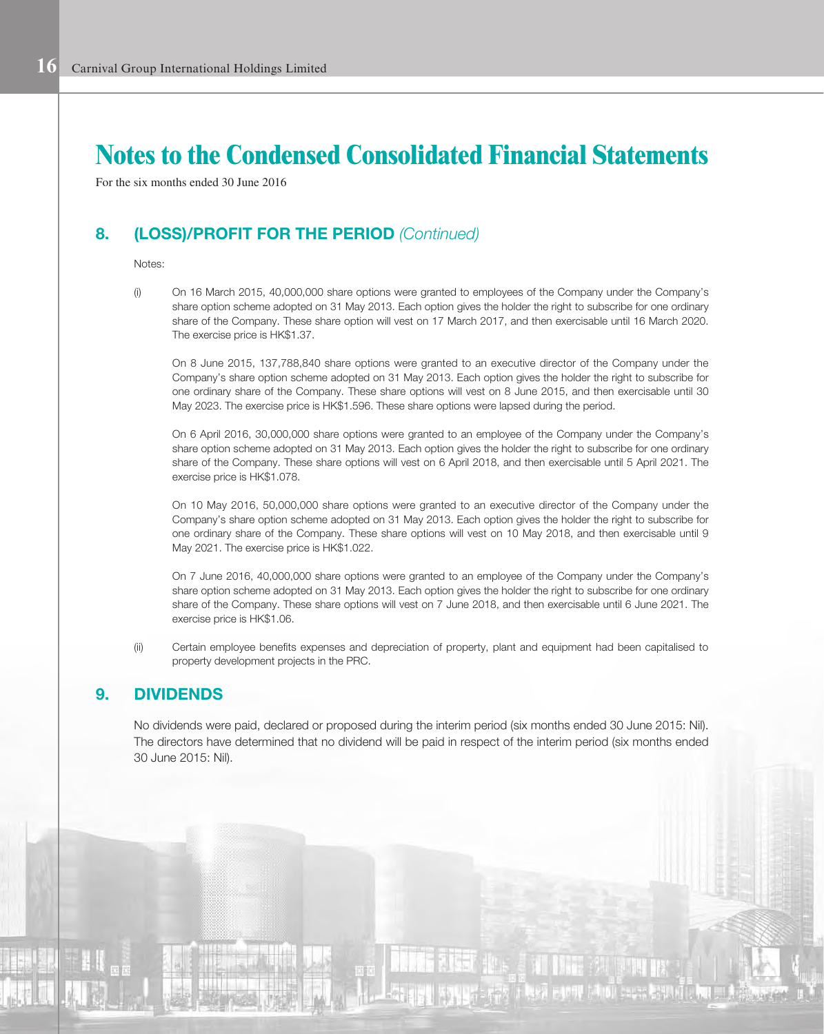# Notes to the Condensed Consolidated Financial Statements

For the six months ended 30 June 2016

## 8. (LOSS)/PROFIT FOR THE PERIOD *(Continued)*

Notes:

(i) On 16 March 2015, 40,000,000 share options were granted to employees of the Company under the Company's share option scheme adopted on 31 May 2013. Each option gives the holder the right to subscribe for one ordinary share of the Company. These share option will vest on 17 March 2017, and then exercisable until 16 March 2020. The exercise price is HK$1.37.

On 8 June 2015, 137,788,840 share options were granted to an executive director of the Company under the Company's share option scheme adopted on 31 May 2013. Each option gives the holder the right to subscribe for one ordinary share of the Company. These share options will vest on 8 June 2015, and then exercisable until 30 May 2023. The exercise price is HK$1.596. These share options were lapsed during the period.

On 6 April 2016, 30,000,000 share options were granted to an employee of the Company under the Company's share option scheme adopted on 31 May 2013. Each option gives the holder the right to subscribe for one ordinary share of the Company. These share options will vest on 6 April 2018, and then exercisable until 5 April 2021. The exercise price is HK$1.078.

On 10 May 2016, 50,000,000 share options were granted to an executive director of the Company under the Company's share option scheme adopted on 31 May 2013. Each option gives the holder the right to subscribe for one ordinary share of the Company. These share options will vest on 10 May 2018, and then exercisable until 9 May 2021. The exercise price is HK$1.022.

On 7 June 2016, 40,000,000 share options were granted to an employee of the Company under the Company's share option scheme adopted on 31 May 2013. Each option gives the holder the right to subscribe for one ordinary share of the Company. These share options will vest on 7 June 2018, and then exercisable until 6 June 2021. The exercise price is HK$1.06.

(ii) Certain employee benefits expenses and depreciation of property, plant and equipment had been capitalised to property development projects in the PRC.

## 9. DIVIDENDS

No dividends were paid, declared or proposed during the interim period (six months ended 30 June 2015: Nil). The directors have determined that no dividend will be paid in respect of the interim period (six months ended 30 June 2015: Nil).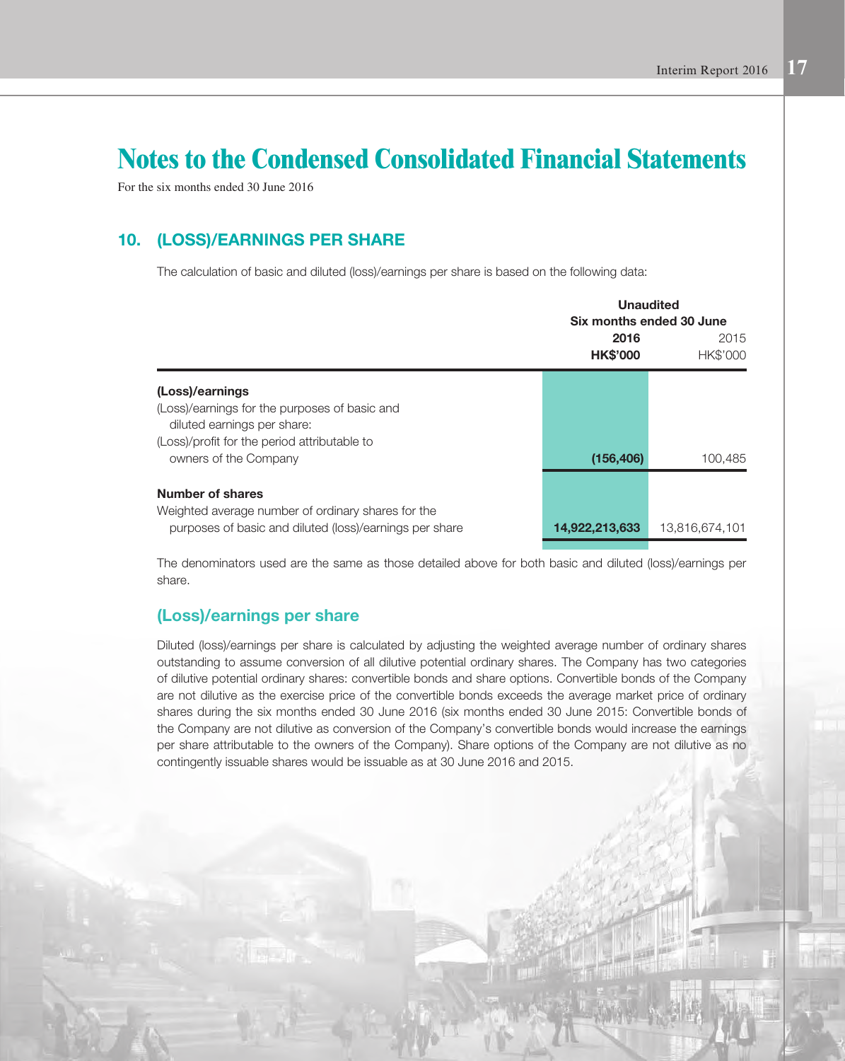# Notes to the Condensed Consolidated Financial Statements

For the six months ended 30 June 2016

## 10. (LOSS)/EARNINGS PER SHARE

The calculation of basic and diluted (loss)/earnings per share is based on the following data:

| | Unaudited Six months ended 30 June | |
|---|---|---|
| | **2016** | 2015 |
| | **HK$'000** | HK$'000 |
| **(Loss)/earnings** | | |
| (Loss)/earnings for the purposes of basic and diluted earnings per share: | | |
| (Loss)/profit for the period attributable to owners of the Company | **(156,406)** | 100,485 |
| **Number of shares** | | |
| Weighted average number of ordinary shares for the purposes of basic and diluted (loss)/earnings per share | **14,922,213,633** | 13,816,674,101 |

The denominators used are the same as those detailed above for both basic and diluted (loss)/earnings per share.

### (Loss)/earnings per share

Diluted (loss)/earnings per share is calculated by adjusting the weighted average number of ordinary shares outstanding to assume conversion of all dilutive potential ordinary shares. The Company has two categories of dilutive potential ordinary shares: convertible bonds and share options. Convertible bonds of the Company are not dilutive as the exercise price of the convertible bonds exceeds the average market price of ordinary shares during the six months ended 30 June 2016 (six months ended 30 June 2015: Convertible bonds of the Company are not dilutive as conversion of the Company's convertible bonds would increase the earnings per share attributable to the owners of the Company). Share options of the Company are not dilutive as no contingently issuable shares would be issuable as at 30 June 2016 and 2015.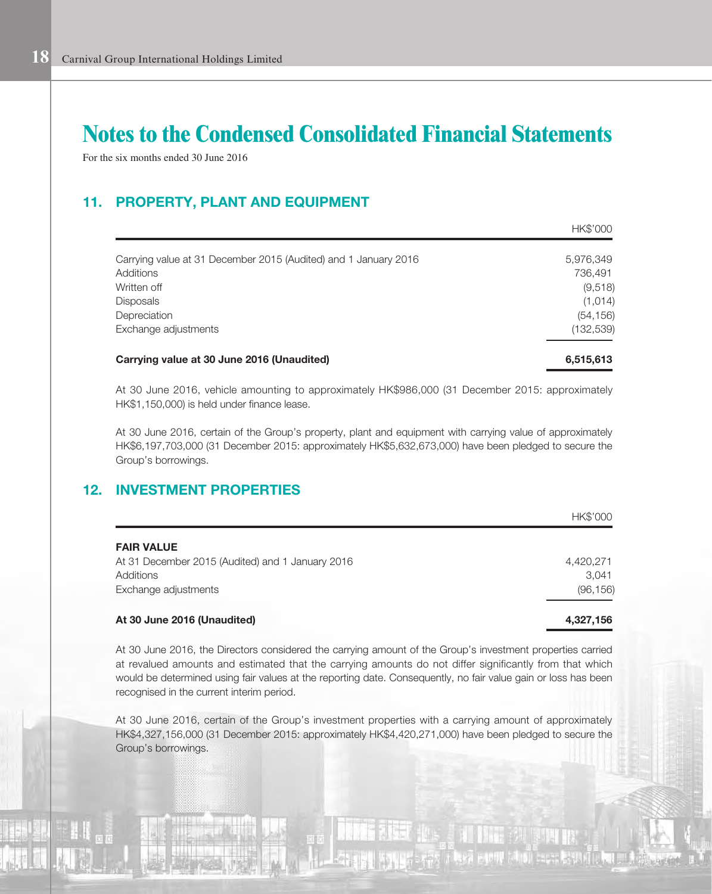# Notes to the Condensed Consolidated Financial Statements

For the six months ended 30 June 2016

## 11. PROPERTY, PLANT AND EQUIPMENT

| | HK$'000 |
|---|---|
| Carrying value at 31 December 2015 (Audited) and 1 January 2016 | 5,976,349 |
| Additions | 736,491 |
| Written off | (9,518) |
| Disposals | (1,014) |
| Depreciation | (54,156) |
| Exchange adjustments | (132,539) |
| **Carrying value at 30 June 2016 (Unaudited)** | **6,515,613** |

At 30 June 2016, vehicle amounting to approximately HK$986,000 (31 December 2015: approximately HK$1,150,000) is held under finance lease.

At 30 June 2016, certain of the Group's property, plant and equipment with carrying value of approximately HK$6,197,703,000 (31 December 2015: approximately HK$5,632,673,000) have been pledged to secure the Group's borrowings.

## 12. INVESTMENT PROPERTIES

| | HK$'000 |
|---|---|
| **FAIR VALUE** | |
| At 31 December 2015 (Audited) and 1 January 2016 | 4,420,271 |
| Additions | 3,041 |
| Exchange adjustments | (96,156) |
| **At 30 June 2016 (Unaudited)** | **4,327,156** |

At 30 June 2016, the Directors considered the carrying amount of the Group's investment properties carried at revalued amounts and estimated that the carrying amounts do not differ significantly from that which would be determined using fair values at the reporting date. Consequently, no fair value gain or loss has been recognised in the current interim period.

At 30 June 2016, certain of the Group's investment properties with a carrying amount of approximately HK$4,327,156,000 (31 December 2015: approximately HK$4,420,271,000) have been pledged to secure the Group's borrowings.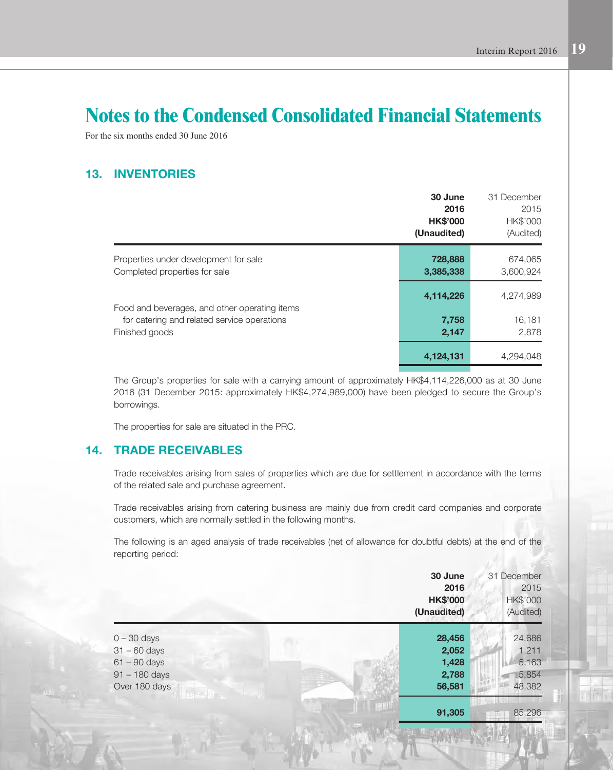# Notes to the Condensed Consolidated Financial Statements

For the six months ended 30 June 2016

## 13. INVENTORIES

| | 30 June 2016 HK$'000 (Unaudited) | 31 December 2015 HK$'000 (Audited) |
|---|---|---|
| Properties under development for sale | **728,888** | 674,065 |
| Completed properties for sale | **3,385,338** | 3,600,924 |
| | **4,114,226** | 4,274,989 |
| Food and beverages, and other operating items for catering and related service operations | **7,758** | 16,181 |
| Finished goods | **2,147** | 2,878 |
| | **4,124,131** | 4,294,048 |

The Group's properties for sale with a carrying amount of approximately HK$4,114,226,000 as at 30 June 2016 (31 December 2015: approximately HK$4,274,989,000) have been pledged to secure the Group's borrowings.

The properties for sale are situated in the PRC.

## 14. TRADE RECEIVABLES

Trade receivables arising from sales of properties which are due for settlement in accordance with the terms of the related sale and purchase agreement.

Trade receivables arising from catering business are mainly due from credit card companies and corporate customers, which are normally settled in the following months.

The following is an aged analysis of trade receivables (net of allowance for doubtful debts) at the end of the reporting period:

| | 30 June 2016 HK$'000 (Unaudited) | 31 December 2015 HK$'000 (Audited) |
|---|---|---|
| 0 – 30 days | **28,456** | 24,686 |
| 31 – 60 days | **2,052** | 1,211 |
| 61 – 90 days | **1,428** | 5,163 |
| 91 – 180 days | **2,788** | 5,854 |
| Over 180 days | **56,581** | 48,382 |
| | **91,305** | 85,296 |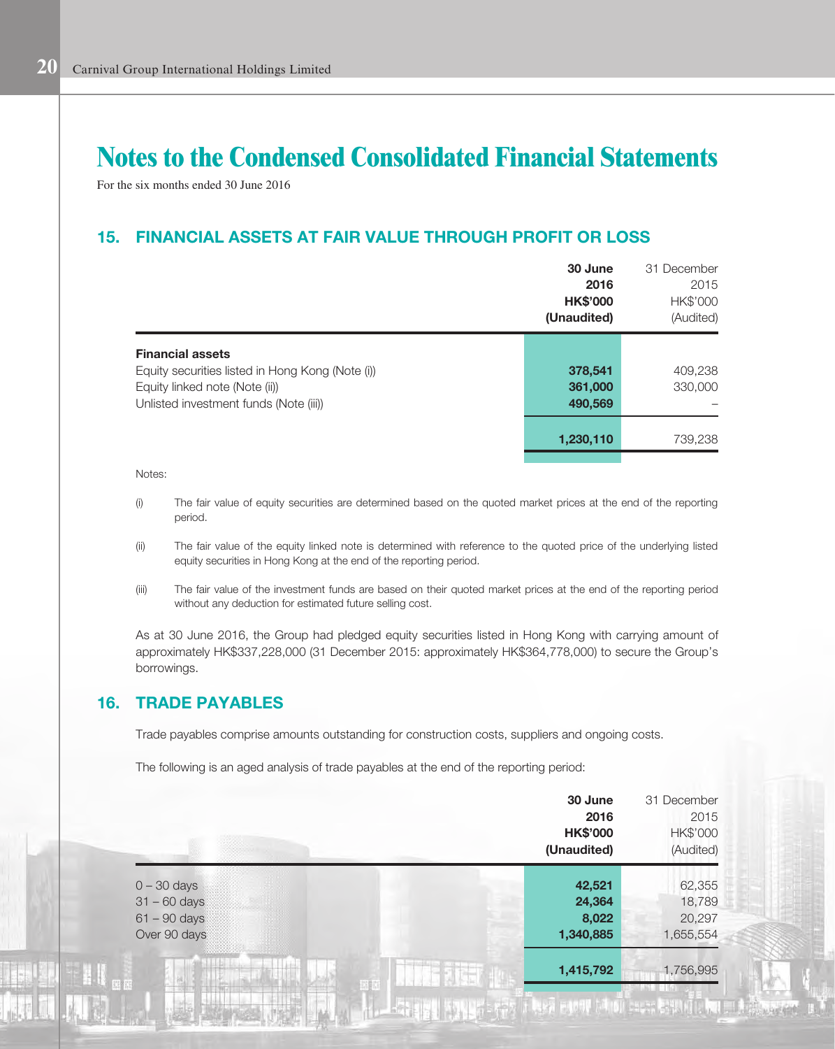# Notes to the Condensed Consolidated Financial Statements

For the six months ended 30 June 2016

## 15. FINANCIAL ASSETS AT FAIR VALUE THROUGH PROFIT OR LOSS

| | **30 June 2016 HK$'000 (Unaudited)** | 31 December 2015 HK$'000 (Audited) |
|---|---|---|
| **Financial assets** | | |
| Equity securities listed in Hong Kong (Note (i)) | **378,541** | 409,238 |
| Equity linked note (Note (ii)) | **361,000** | 330,000 |
| Unlisted investment funds (Note (iii)) | **490,569** | – |
| | **1,230,110** | 739,238 |

Notes:

(i) The fair value of equity securities are determined based on the quoted market prices at the end of the reporting period.

(ii) The fair value of the equity linked note is determined with reference to the quoted price of the underlying listed equity securities in Hong Kong at the end of the reporting period.

(iii) The fair value of the investment funds are based on their quoted market prices at the end of the reporting period without any deduction for estimated future selling cost.

As at 30 June 2016, the Group had pledged equity securities listed in Hong Kong with carrying amount of approximately HK$337,228,000 (31 December 2015: approximately HK$364,778,000) to secure the Group's borrowings.

## 16. TRADE PAYABLES

Trade payables comprise amounts outstanding for construction costs, suppliers and ongoing costs.

The following is an aged analysis of trade payables at the end of the reporting period:

| | **30 June 2016 HK$'000 (Unaudited)** | 31 December 2015 HK$'000 (Audited) |
|---|---|---|
| 0 – 30 days | **42,521** | 62,355 |
| 31 – 60 days | **24,364** | 18,789 |
| 61 – 90 days | **8,022** | 20,297 |
| Over 90 days | **1,340,885** | 1,655,554 |
| | **1,415,792** | 1,756,995 |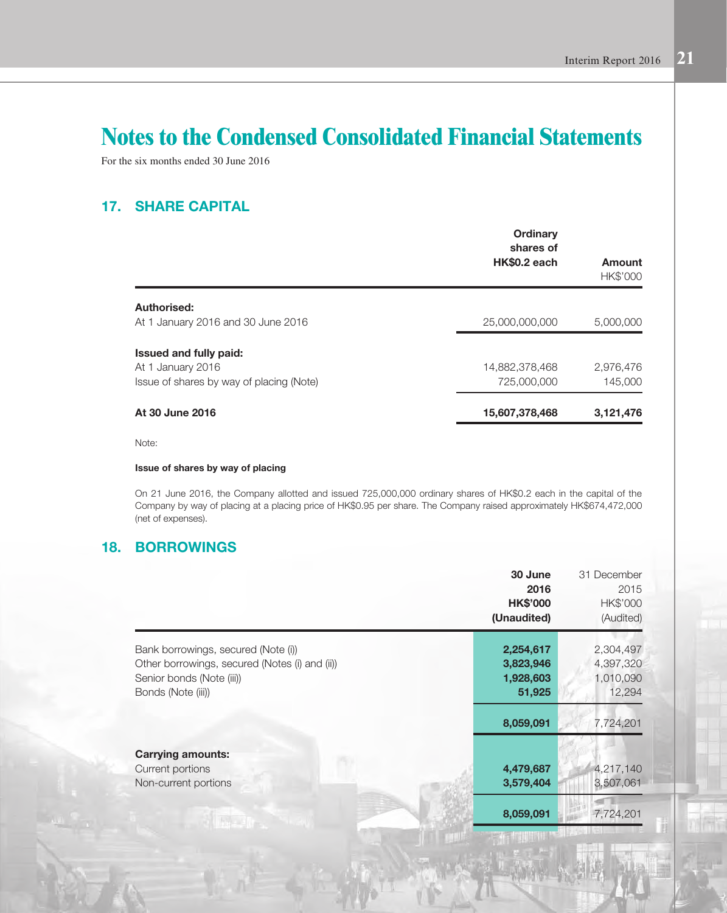# Notes to the Condensed Consolidated Financial Statements

For the six months ended 30 June 2016

## 17. SHARE CAPITAL

| | Ordinary shares of HK$0.2 each | Amount HK$'000 |
|---|---|---|
| **Authorised:** | | |
| At 1 January 2016 and 30 June 2016 | 25,000,000,000 | 5,000,000 |
| **Issued and fully paid:** | | |
| At 1 January 2016 | 14,882,378,468 | 2,976,476 |
| Issue of shares by way of placing (Note) | 725,000,000 | 145,000 |
| **At 30 June 2016** | **15,607,378,468** | **3,121,476** |

Note:

**Issue of shares by way of placing**

On 21 June 2016, the Company allotted and issued 725,000,000 ordinary shares of HK$0.2 each in the capital of the Company by way of placing at a placing price of HK$0.95 per share. The Company raised approximately HK$674,472,000 (net of expenses).

## 18. BORROWINGS

| | **30 June 2016 HK$'000 (Unaudited)** | 31 December 2015 HK$'000 (Audited) |
|---|---|---|
| Bank borrowings, secured (Note (i)) | **2,254,617** | 2,304,497 |
| Other borrowings, secured (Notes (i) and (ii)) | **3,823,946** | 4,397,320 |
| Senior bonds (Note (iii)) | **1,928,603** | 1,010,090 |
| Bonds (Note (iii)) | **51,925** | 12,294 |
| | **8,059,091** | 7,724,201 |
| **Carrying amounts:** | | |
| Current portions | **4,479,687** | 4,217,140 |
| Non-current portions | **3,579,404** | 3,507,061 |
| | **8,059,091** | 7,724,201 |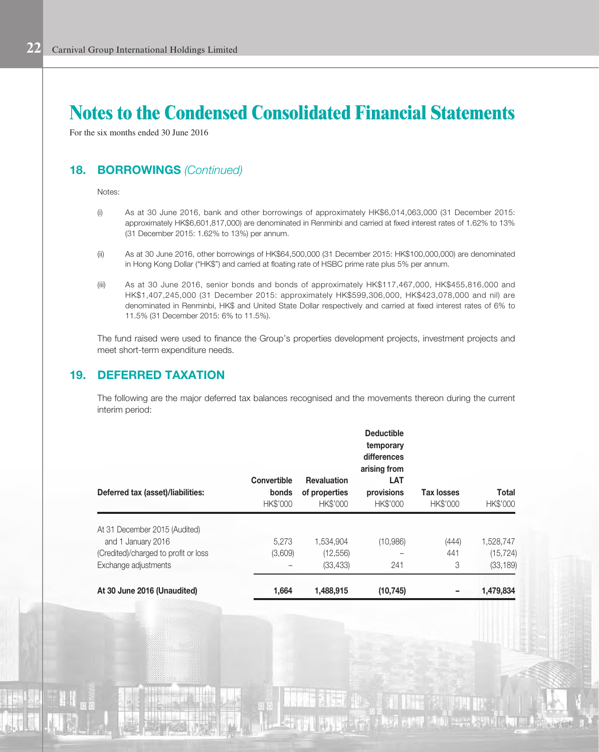# Notes to the Condensed Consolidated Financial Statements

For the six months ended 30 June 2016

## 18. BORROWINGS *(Continued)*

Notes:

(i) As at 30 June 2016, bank and other borrowings of approximately HK$6,014,063,000 (31 December 2015: approximately HK$6,601,817,000) are denominated in Renminbi and carried at fixed interest rates of 1.62% to 13% (31 December 2015: 1.62% to 13%) per annum.

(ii) As at 30 June 2016, other borrowings of HK$64,500,000 (31 December 2015: HK$100,000,000) are denominated in Hong Kong Dollar ("HK$") and carried at floating rate of HSBC prime rate plus 5% per annum.

(iii) As at 30 June 2016, senior bonds and bonds of approximately HK$117,467,000, HK$455,816,000 and HK$1,407,245,000 (31 December 2015: approximately HK$599,306,000, HK$423,078,000 and nil) are denominated in Renminbi, HK$ and United State Dollar respectively and carried at fixed interest rates of 6% to 11.5% (31 December 2015: 6% to 11.5%).

The fund raised were used to finance the Group's properties development projects, investment projects and meet short-term expenditure needs.

## 19. DEFERRED TAXATION

The following are the major deferred tax balances recognised and the movements thereon during the current interim period:

| Deferred tax (asset)/liabilities: | Convertible bonds HK$'000 | Revaluation of properties HK$'000 | Deductible temporary differences arising from LAT provisions HK$'000 | Tax losses HK$'000 | Total HK$'000 |
|---|---|---|---|---|---|
| At 31 December 2015 (Audited) and 1 January 2016 | 5,273 | 1,534,904 | (10,986) | (444) | 1,528,747 |
| (Credited)/charged to profit or loss | (3,609) | (12,556) | – | 441 | (15,724) |
| Exchange adjustments | – | (33,433) | 241 | 3 | (33,189) |
| **At 30 June 2016 (Unaudited)** | **1,664** | **1,488,915** | **(10,745)** | **–** | **1,479,834** |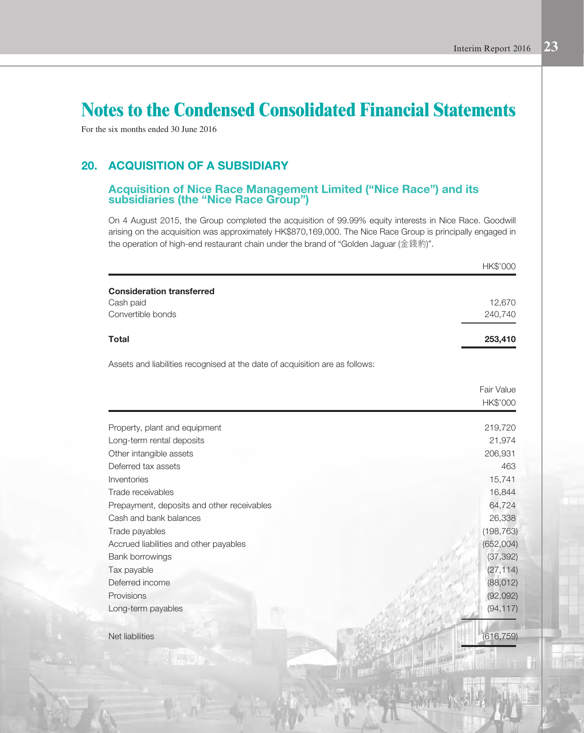# Notes to the Condensed Consolidated Financial Statements

For the six months ended 30 June 2016

## 20. ACQUISITION OF A SUBSIDIARY

### Acquisition of Nice Race Management Limited ("Nice Race") and its subsidiaries (the "Nice Race Group")

On 4 August 2015, the Group completed the acquisition of 99.99% equity interests in Nice Race. Goodwill arising on the acquisition was approximately HK$870,169,000. The Nice Race Group is principally engaged in the operation of high-end restaurant chain under the brand of "Golden Jaguar (金錢豹)".

| | HK$'000 |
|---|---|
| **Consideration transferred** | |
| Cash paid | 12,670 |
| Convertible bonds | 240,740 |
| **Total** | **253,410** |

Assets and liabilities recognised at the date of acquisition are as follows:

| | Fair Value HK$'000 |
|---|---|
| Property, plant and equipment | 219,720 |
| Long-term rental deposits | 21,974 |
| Other intangible assets | 206,931 |
| Deferred tax assets | 463 |
| Inventories | 15,741 |
| Trade receivables | 16,844 |
| Prepayment, deposits and other receivables | 64,724 |
| Cash and bank balances | 26,338 |
| Trade payables | (198,763) |
| Accrued liabilities and other payables | (652,004) |
| Bank borrowings | (37,392) |
| Tax payable | (27,114) |
| Deferred income | (88,012) |
| Provisions | (92,092) |
| Long-term payables | (94,117) |
| Net liabilities | (616,759) |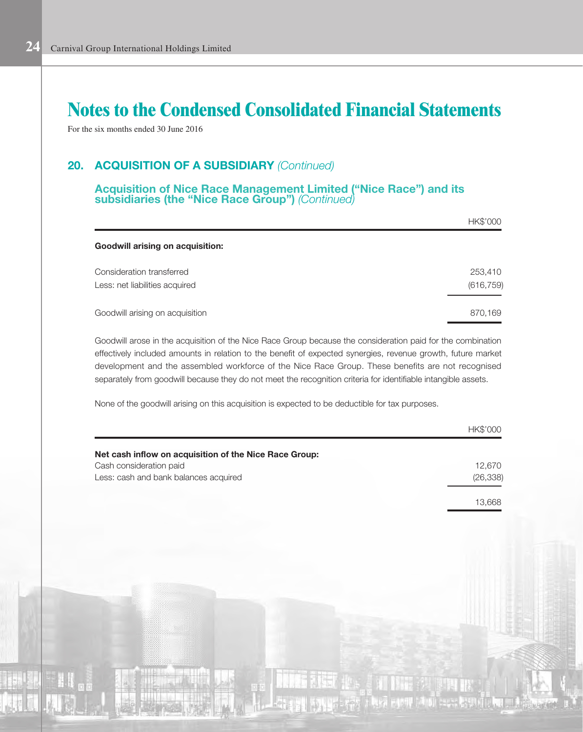# Notes to the Condensed Consolidated Financial Statements

For the six months ended 30 June 2016

## 20. ACQUISITION OF A SUBSIDIARY *(Continued)*

### Acquisition of Nice Race Management Limited ("Nice Race") and its subsidiaries (the "Nice Race Group") *(Continued)*

| | HK$'000 |
|---|---|
| **Goodwill arising on acquisition:** | |
| Consideration transferred | 253,410 |
| Less: net liabilities acquired | (616,759) |
| Goodwill arising on acquisition | 870,169 |

Goodwill arose in the acquisition of the Nice Race Group because the consideration paid for the combination effectively included amounts in relation to the benefit of expected synergies, revenue growth, future market development and the assembled workforce of the Nice Race Group. These benefits are not recognised separately from goodwill because they do not meet the recognition criteria for identifiable intangible assets.

None of the goodwill arising on this acquisition is expected to be deductible for tax purposes.

| | HK$'000 |
|---|---|
| **Net cash inflow on acquisition of the Nice Race Group:** | |
| Cash consideration paid | 12,670 |
| Less: cash and bank balances acquired | (26,338) |
| | 13,668 |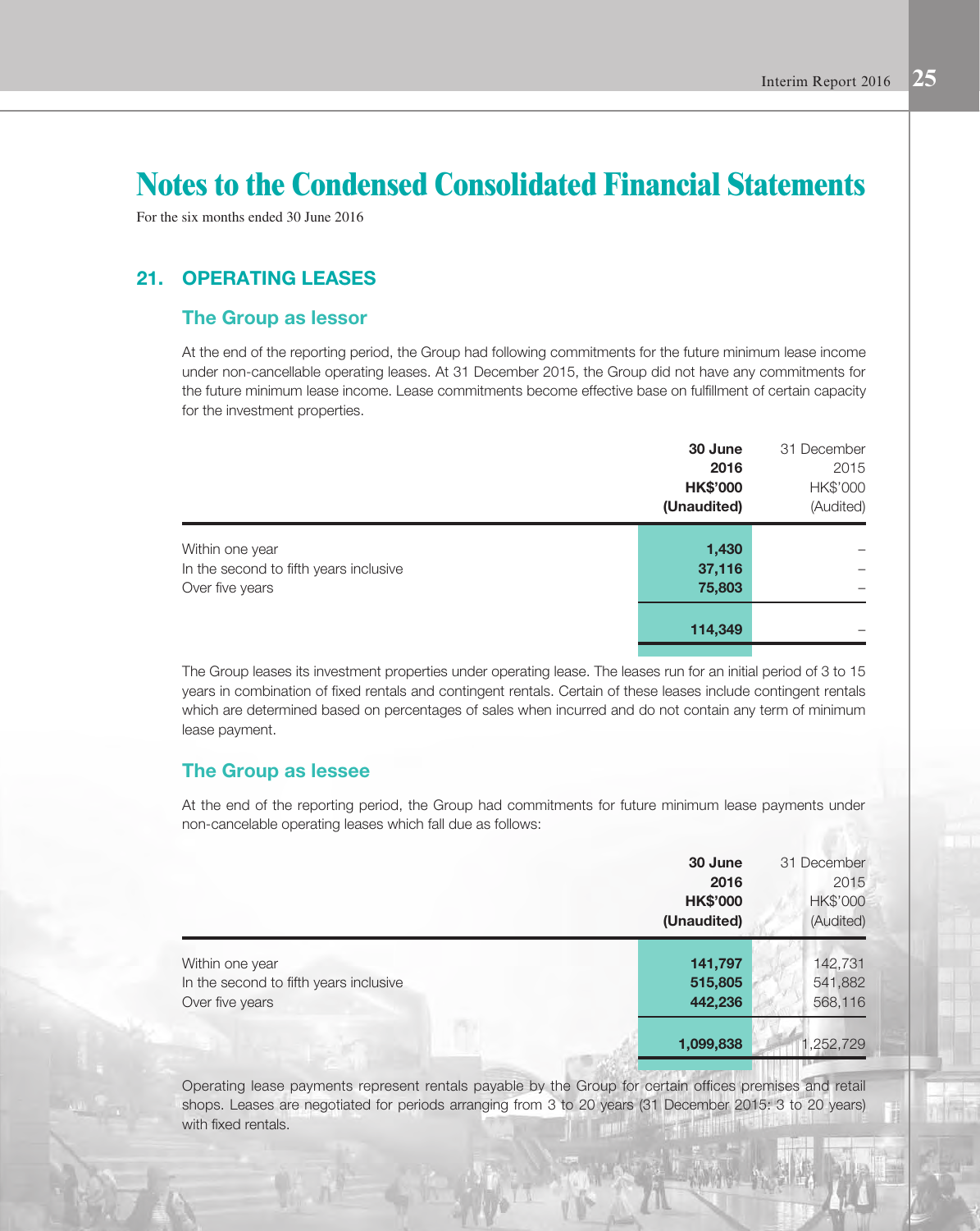# Notes to the Condensed Consolidated Financial Statements

For the six months ended 30 June 2016

## 21. OPERATING LEASES

### The Group as lessor

At the end of the reporting period, the Group had following commitments for the future minimum lease income under non-cancellable operating leases. At 31 December 2015, the Group did not have any commitments for the future minimum lease income. Lease commitments become effective base on fulfillment of certain capacity for the investment properties.

| | **30 June 2016 HK$'000 (Unaudited)** | 31 December 2015 HK$'000 (Audited) |
|---|---|---|
| Within one year | **1,430** | – |
| In the second to fifth years inclusive | **37,116** | – |
| Over five years | **75,803** | – |
| | **114,349** | – |

The Group leases its investment properties under operating lease. The leases run for an initial period of 3 to 15 years in combination of fixed rentals and contingent rentals. Certain of these leases include contingent rentals which are determined based on percentages of sales when incurred and do not contain any term of minimum lease payment.

### The Group as lessee

At the end of the reporting period, the Group had commitments for future minimum lease payments under non-cancelable operating leases which fall due as follows:

| | **30 June 2016 HK$'000 (Unaudited)** | 31 December 2015 HK$'000 (Audited) |
|---|---|---|
| Within one year | **141,797** | 142,731 |
| In the second to fifth years inclusive | **515,805** | 541,882 |
| Over five years | **442,236** | 568,116 |
| | **1,099,838** | 1,252,729 |

Operating lease payments represent rentals payable by the Group for certain offices premises and retail shops. Leases are negotiated for periods arranging from 3 to 20 years (31 December 2015: 3 to 20 years) with fixed rentals.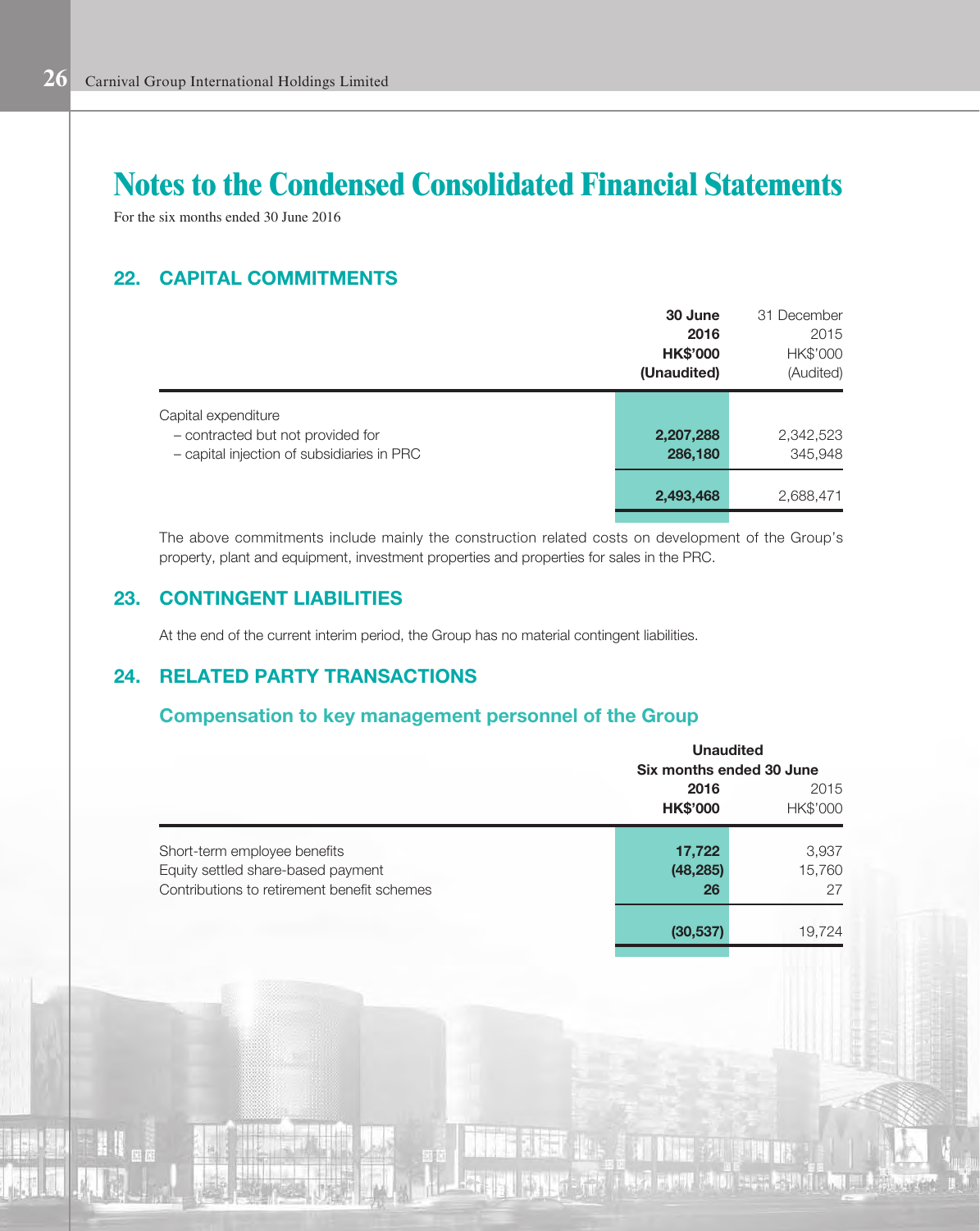# Notes to the Condensed Consolidated Financial Statements

For the six months ended 30 June 2016

## 22. CAPITAL COMMITMENTS

| | 30 June 2016 HK$'000 (Unaudited) | 31 December 2015 HK$'000 (Audited) |
|---|---|---|
| Capital expenditure | | |
| – contracted but not provided for | 2,207,288 | 2,342,523 |
| – capital injection of subsidiaries in PRC | 286,180 | 345,948 |
| | 2,493,468 | 2,688,471 |

The above commitments include mainly the construction related costs on development of the Group's property, plant and equipment, investment properties and properties for sales in the PRC.

## 23. CONTINGENT LIABILITIES

At the end of the current interim period, the Group has no material contingent liabilities.

## 24. RELATED PARTY TRANSACTIONS

### Compensation to key management personnel of the Group

| | Unaudited Six months ended 30 June | |
|---|---|---|
| | 2016 HK$'000 | 2015 HK$'000 |
| Short-term employee benefits | 17,722 | 3,937 |
| Equity settled share-based payment | (48,285) | 15,760 |
| Contributions to retirement benefit schemes | 26 | 27 |
| | (30,537) | 19,724 |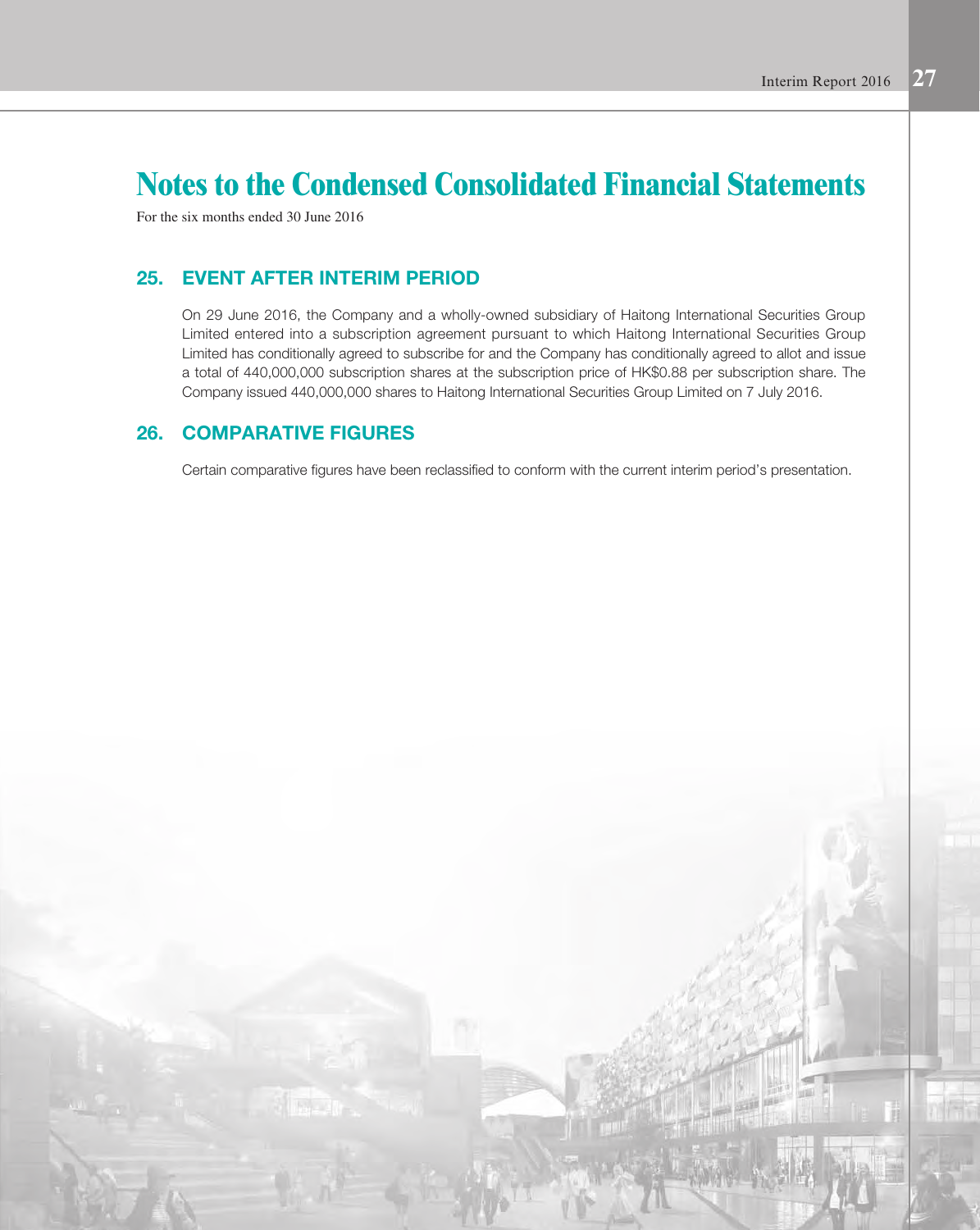# Notes to the Condensed Consolidated Financial Statements

For the six months ended 30 June 2016

## 25. EVENT AFTER INTERIM PERIOD

On 29 June 2016, the Company and a wholly-owned subsidiary of Haitong International Securities Group Limited entered into a subscription agreement pursuant to which Haitong International Securities Group Limited has conditionally agreed to subscribe for and the Company has conditionally agreed to allot and issue a total of 440,000,000 subscription shares at the subscription price of HK$0.88 per subscription share. The Company issued 440,000,000 shares to Haitong International Securities Group Limited on 7 July 2016.

## 26. COMPARATIVE FIGURES

Certain comparative figures have been reclassified to conform with the current interim period's presentation.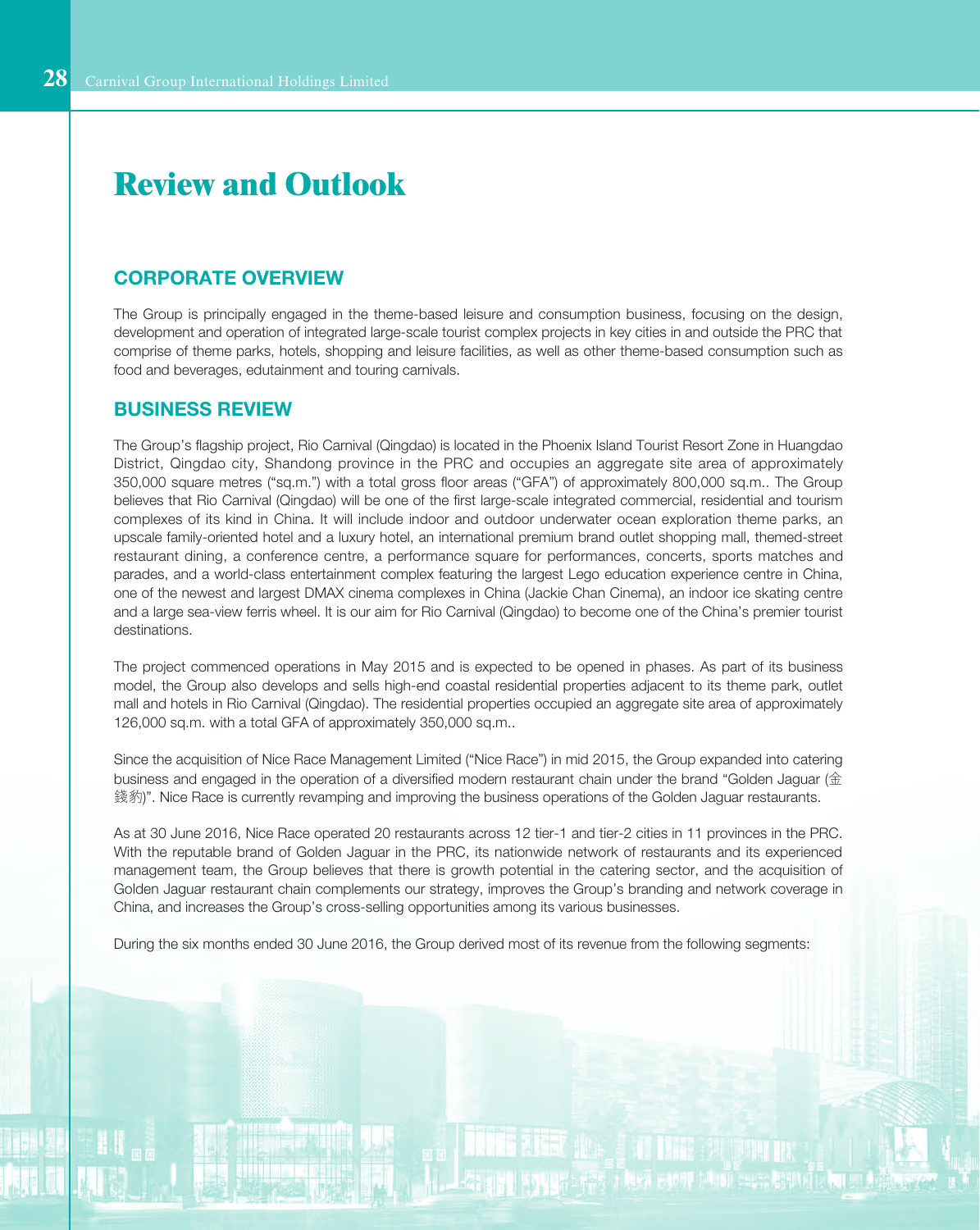# Review and Outlook

## CORPORATE OVERVIEW

The Group is principally engaged in the theme-based leisure and consumption business, focusing on the design, development and operation of integrated large-scale tourist complex projects in key cities in and outside the PRC that comprise of theme parks, hotels, shopping and leisure facilities, as well as other theme-based consumption such as food and beverages, edutainment and touring carnivals.

## BUSINESS REVIEW

The Group's flagship project, Rio Carnival (Qingdao) is located in the Phoenix Island Tourist Resort Zone in Huangdao District, Qingdao city, Shandong province in the PRC and occupies an aggregate site area of approximately 350,000 square metres ("sq.m.") with a total gross floor areas ("GFA") of approximately 800,000 sq.m.. The Group believes that Rio Carnival (Qingdao) will be one of the first large-scale integrated commercial, residential and tourism complexes of its kind in China. It will include indoor and outdoor underwater ocean exploration theme parks, an upscale family-oriented hotel and a luxury hotel, an international premium brand outlet shopping mall, themed-street restaurant dining, a conference centre, a performance square for performances, concerts, sports matches and parades, and a world-class entertainment complex featuring the largest Lego education experience centre in China, one of the newest and largest DMAX cinema complexes in China (Jackie Chan Cinema), an indoor ice skating centre and a large sea-view ferris wheel. It is our aim for Rio Carnival (Qingdao) to become one of the China's premier tourist destinations.

The project commenced operations in May 2015 and is expected to be opened in phases. As part of its business model, the Group also develops and sells high-end coastal residential properties adjacent to its theme park, outlet mall and hotels in Rio Carnival (Qingdao). The residential properties occupied an aggregate site area of approximately 126,000 sq.m. with a total GFA of approximately 350,000 sq.m..

Since the acquisition of Nice Race Management Limited ("Nice Race") in mid 2015, the Group expanded into catering business and engaged in the operation of a diversified modern restaurant chain under the brand "Golden Jaguar (金錢豹)". Nice Race is currently revamping and improving the business operations of the Golden Jaguar restaurants.

As at 30 June 2016, Nice Race operated 20 restaurants across 12 tier-1 and tier-2 cities in 11 provinces in the PRC. With the reputable brand of Golden Jaguar in the PRC, its nationwide network of restaurants and its experienced management team, the Group believes that there is growth potential in the catering sector, and the acquisition of Golden Jaguar restaurant chain complements our strategy, improves the Group's branding and network coverage in China, and increases the Group's cross-selling opportunities among its various businesses.

During the six months ended 30 June 2016, the Group derived most of its revenue from the following segments: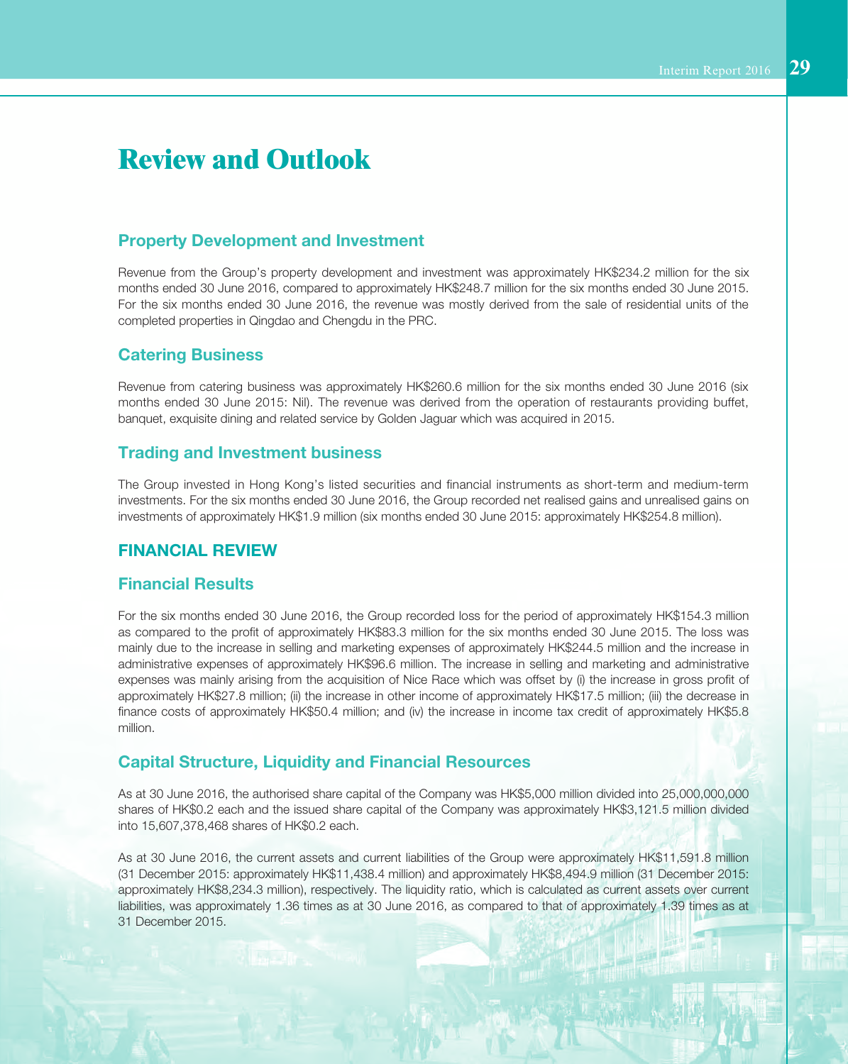# Review and Outlook

## Property Development and Investment

Revenue from the Group's property development and investment was approximately HK$234.2 million for the six months ended 30 June 2016, compared to approximately HK$248.7 million for the six months ended 30 June 2015. For the six months ended 30 June 2016, the revenue was mostly derived from the sale of residential units of the completed properties in Qingdao and Chengdu in the PRC.

## Catering Business

Revenue from catering business was approximately HK$260.6 million for the six months ended 30 June 2016 (six months ended 30 June 2015: Nil). The revenue was derived from the operation of restaurants providing buffet, banquet, exquisite dining and related service by Golden Jaguar which was acquired in 2015.

## Trading and Investment business

The Group invested in Hong Kong's listed securities and financial instruments as short-term and medium-term investments. For the six months ended 30 June 2016, the Group recorded net realised gains and unrealised gains on investments of approximately HK$1.9 million (six months ended 30 June 2015: approximately HK$254.8 million).

## FINANCIAL REVIEW

## Financial Results

For the six months ended 30 June 2016, the Group recorded loss for the period of approximately HK$154.3 million as compared to the profit of approximately HK$83.3 million for the six months ended 30 June 2015. The loss was mainly due to the increase in selling and marketing expenses of approximately HK$244.5 million and the increase in administrative expenses of approximately HK$96.6 million. The increase in selling and marketing and administrative expenses was mainly arising from the acquisition of Nice Race which was offset by (i) the increase in gross profit of approximately HK$27.8 million; (ii) the increase in other income of approximately HK$17.5 million; (iii) the decrease in finance costs of approximately HK$50.4 million; and (iv) the increase in income tax credit of approximately HK$5.8 million.

## Capital Structure, Liquidity and Financial Resources

As at 30 June 2016, the authorised share capital of the Company was HK$5,000 million divided into 25,000,000,000 shares of HK$0.2 each and the issued share capital of the Company was approximately HK$3,121.5 million divided into 15,607,378,468 shares of HK$0.2 each.

As at 30 June 2016, the current assets and current liabilities of the Group were approximately HK$11,591.8 million (31 December 2015: approximately HK$11,438.4 million) and approximately HK$8,494.9 million (31 December 2015: approximately HK$8,234.3 million), respectively. The liquidity ratio, which is calculated as current assets over current liabilities, was approximately 1.36 times as at 30 June 2016, as compared to that of approximately 1.39 times as at 31 December 2015.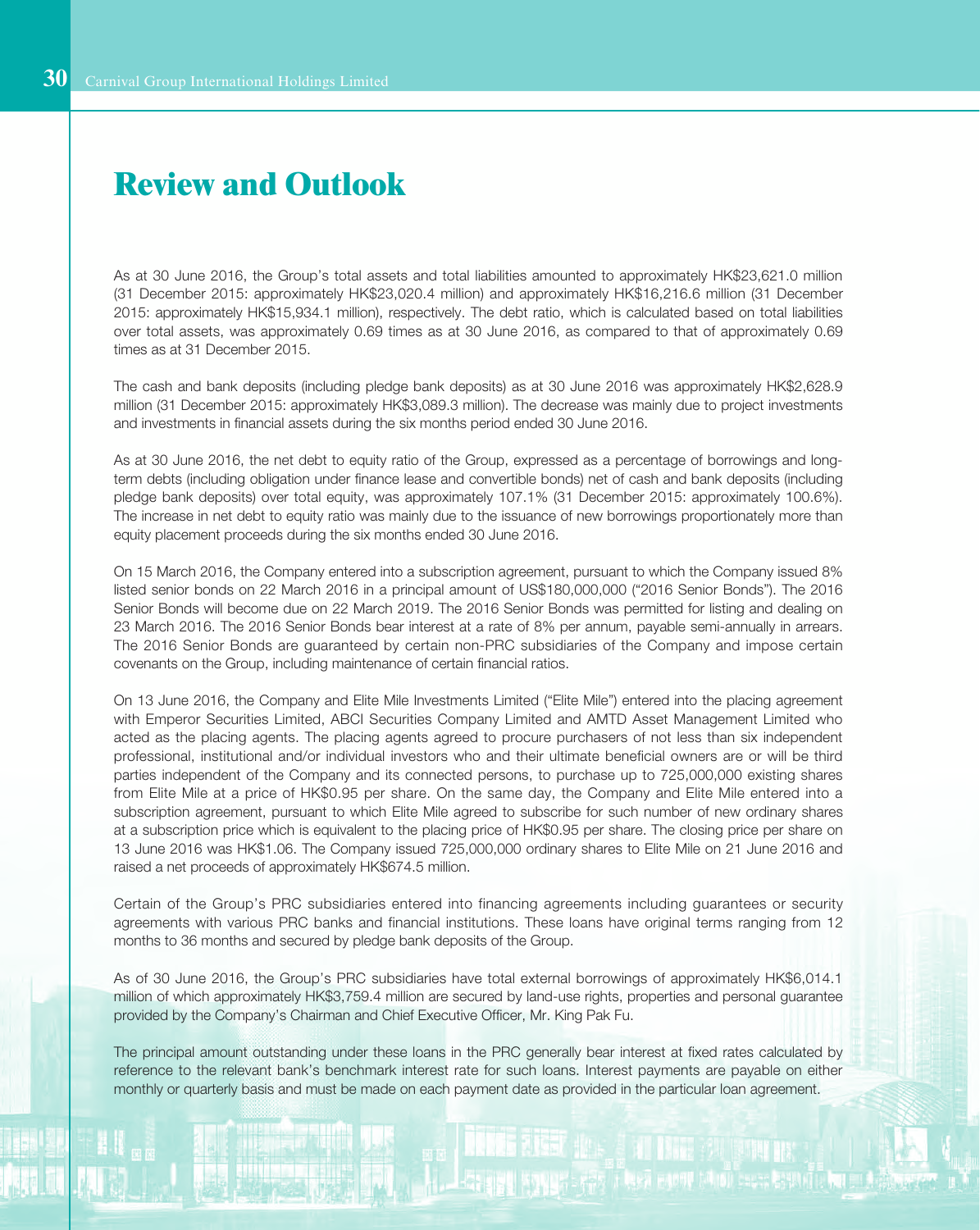# Review and Outlook

As at 30 June 2016, the Group's total assets and total liabilities amounted to approximately HK$23,621.0 million (31 December 2015: approximately HK$23,020.4 million) and approximately HK$16,216.6 million (31 December 2015: approximately HK$15,934.1 million), respectively. The debt ratio, which is calculated based on total liabilities over total assets, was approximately 0.69 times as at 30 June 2016, as compared to that of approximately 0.69 times as at 31 December 2015.

The cash and bank deposits (including pledge bank deposits) as at 30 June 2016 was approximately HK$2,628.9 million (31 December 2015: approximately HK$3,089.3 million). The decrease was mainly due to project investments and investments in financial assets during the six months period ended 30 June 2016.

As at 30 June 2016, the net debt to equity ratio of the Group, expressed as a percentage of borrowings and long-term debts (including obligation under finance lease and convertible bonds) net of cash and bank deposits (including pledge bank deposits) over total equity, was approximately 107.1% (31 December 2015: approximately 100.6%). The increase in net debt to equity ratio was mainly due to the issuance of new borrowings proportionately more than equity placement proceeds during the six months ended 30 June 2016.

On 15 March 2016, the Company entered into a subscription agreement, pursuant to which the Company issued 8% listed senior bonds on 22 March 2016 in a principal amount of US$180,000,000 ("2016 Senior Bonds"). The 2016 Senior Bonds will become due on 22 March 2019. The 2016 Senior Bonds was permitted for listing and dealing on 23 March 2016. The 2016 Senior Bonds bear interest at a rate of 8% per annum, payable semi-annually in arrears. The 2016 Senior Bonds are guaranteed by certain non-PRC subsidiaries of the Company and impose certain covenants on the Group, including maintenance of certain financial ratios.

On 13 June 2016, the Company and Elite Mile Investments Limited ("Elite Mile") entered into the placing agreement with Emperor Securities Limited, ABCI Securities Company Limited and AMTD Asset Management Limited who acted as the placing agents. The placing agents agreed to procure purchasers of not less than six independent professional, institutional and/or individual investors who and their ultimate beneficial owners are or will be third parties independent of the Company and its connected persons, to purchase up to 725,000,000 existing shares from Elite Mile at a price of HK$0.95 per share. On the same day, the Company and Elite Mile entered into a subscription agreement, pursuant to which Elite Mile agreed to subscribe for such number of new ordinary shares at a subscription price which is equivalent to the placing price of HK$0.95 per share. The closing price per share on 13 June 2016 was HK$1.06. The Company issued 725,000,000 ordinary shares to Elite Mile on 21 June 2016 and raised a net proceeds of approximately HK$674.5 million.

Certain of the Group's PRC subsidiaries entered into financing agreements including guarantees or security agreements with various PRC banks and financial institutions. These loans have original terms ranging from 12 months to 36 months and secured by pledge bank deposits of the Group.

As of 30 June 2016, the Group's PRC subsidiaries have total external borrowings of approximately HK$6,014.1 million of which approximately HK$3,759.4 million are secured by land-use rights, properties and personal guarantee provided by the Company's Chairman and Chief Executive Officer, Mr. King Pak Fu.

The principal amount outstanding under these loans in the PRC generally bear interest at fixed rates calculated by reference to the relevant bank's benchmark interest rate for such loans. Interest payments are payable on either monthly or quarterly basis and must be made on each payment date as provided in the particular loan agreement.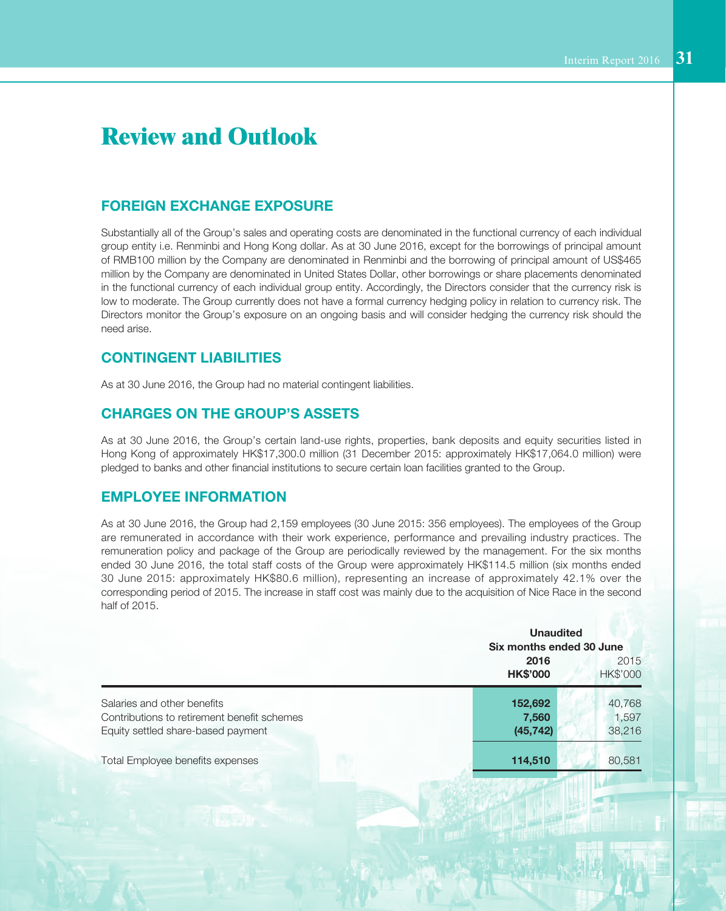# Review and Outlook

## FOREIGN EXCHANGE EXPOSURE

Substantially all of the Group's sales and operating costs are denominated in the functional currency of each individual group entity i.e. Renminbi and Hong Kong dollar. As at 30 June 2016, except for the borrowings of principal amount of RMB100 million by the Company are denominated in Renminbi and the borrowing of principal amount of US$465 million by the Company are denominated in United States Dollar, other borrowings or share placements denominated in the functional currency of each individual group entity. Accordingly, the Directors consider that the currency risk is low to moderate. The Group currently does not have a formal currency hedging policy in relation to currency risk. The Directors monitor the Group's exposure on an ongoing basis and will consider hedging the currency risk should the need arise.

## CONTINGENT LIABILITIES

As at 30 June 2016, the Group had no material contingent liabilities.

## CHARGES ON THE GROUP'S ASSETS

As at 30 June 2016, the Group's certain land-use rights, properties, bank deposits and equity securities listed in Hong Kong of approximately HK$17,300.0 million (31 December 2015: approximately HK$17,064.0 million) were pledged to banks and other financial institutions to secure certain loan facilities granted to the Group.

## EMPLOYEE INFORMATION

As at 30 June 2016, the Group had 2,159 employees (30 June 2015: 356 employees). The employees of the Group are remunerated in accordance with their work experience, performance and prevailing industry practices. The remuneration policy and package of the Group are periodically reviewed by the management. For the six months ended 30 June 2016, the total staff costs of the Group were approximately HK$114.5 million (six months ended 30 June 2015: approximately HK$80.6 million), representing an increase of approximately 42.1% over the corresponding period of 2015. The increase in staff cost was mainly due to the acquisition of Nice Race in the second half of 2015.

| | Unaudited<br>Six months ended 30 June | |
|---|---|---|
| | **2016**<br>**HK$'000** | 2015<br>HK$'000 |
| Salaries and other benefits | **152,692** | 40,768 |
| Contributions to retirement benefit schemes | **7,560** | 1,597 |
| Equity settled share-based payment | **(45,742)** | 38,216 |
| Total Employee benefits expenses | **114,510** | 80,581 |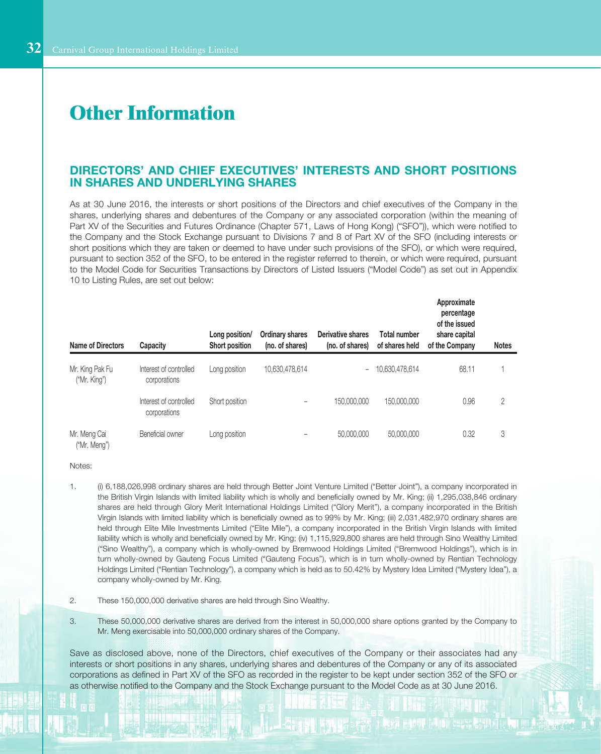# Other Information

## DIRECTORS' AND CHIEF EXECUTIVES' INTERESTS AND SHORT POSITIONS IN SHARES AND UNDERLYING SHARES

As at 30 June 2016, the interests or short positions of the Directors and chief executives of the Company in the shares, underlying shares and debentures of the Company or any associated corporation (within the meaning of Part XV of the Securities and Futures Ordinance (Chapter 571, Laws of Hong Kong) ("SFO")), which were notified to the Company and the Stock Exchange pursuant to Divisions 7 and 8 of Part XV of the SFO (including interests or short positions which they are taken or deemed to have under such provisions of the SFO), or which were required, pursuant to section 352 of the SFO, to be entered in the register referred to therein, or which were required, pursuant to the Model Code for Securities Transactions by Directors of Listed Issuers ("Model Code") as set out in Appendix 10 to Listing Rules, are set out below:

| Name of Directors | Capacity | Long position/ Short position | Ordinary shares (no. of shares) | Derivative shares (no. of shares) | Total number of shares held | Approximate percentage of the issued share capital of the Company | Notes |
|---|---|---|---|---|---|---|---|
| Mr. King Pak Fu ("Mr. King") | Interest of controlled corporations | Long position | 10,630,478,614 | – | 10,630,478,614 | 68.11 | 1 |
| | Interest of controlled corporations | Short position | – | 150,000,000 | 150,000,000 | 0.96 | 2 |
| Mr. Meng Cai ("Mr. Meng") | Beneficial owner | Long position | – | 50,000,000 | 50,000,000 | 0.32 | 3 |

Notes:

1. (i) 6,188,026,998 ordinary shares are held through Better Joint Venture Limited ("Better Joint"), a company incorporated in the British Virgin Islands with limited liability which is wholly and beneficially owned by Mr. King; (ii) 1,295,038,846 ordinary shares are held through Glory Merit International Holdings Limited ("Glory Merit"), a company incorporated in the British Virgin Islands with limited liability which is beneficially owned as to 99% by Mr. King; (iii) 2,031,482,970 ordinary shares are held through Elite Mile Investments Limited ("Elite Mile"), a company incorporated in the British Virgin Islands with limited liability which is wholly and beneficially owned by Mr. King; (iv) 1,115,929,800 shares are held through Sino Wealthy Limited ("Sino Wealthy"), a company which is wholly-owned by Bremwood Holdings Limited ("Bremwood Holdings"), which is in turn wholly-owned by Gauteng Focus Limited ("Gauteng Focus"), which is in turn wholly-owned by Rentian Technology Holdings Limited ("Rentian Technology"), a company which is held as to 50.42% by Mystery Idea Limited ("Mystery Idea"), a company wholly-owned by Mr. King.

2. These 150,000,000 derivative shares are held through Sino Wealthy.

3. These 50,000,000 derivative shares are derived from the interest in 50,000,000 share options granted by the Company to Mr. Meng exercisable into 50,000,000 ordinary shares of the Company.

Save as disclosed above, none of the Directors, chief executives of the Company or their associates had any interests or short positions in any shares, underlying shares and debentures of the Company or any of its associated corporations as defined in Part XV of the SFO as recorded in the register to be kept under section 352 of the SFO or as otherwise notified to the Company and the Stock Exchange pursuant to the Model Code as at 30 June 2016.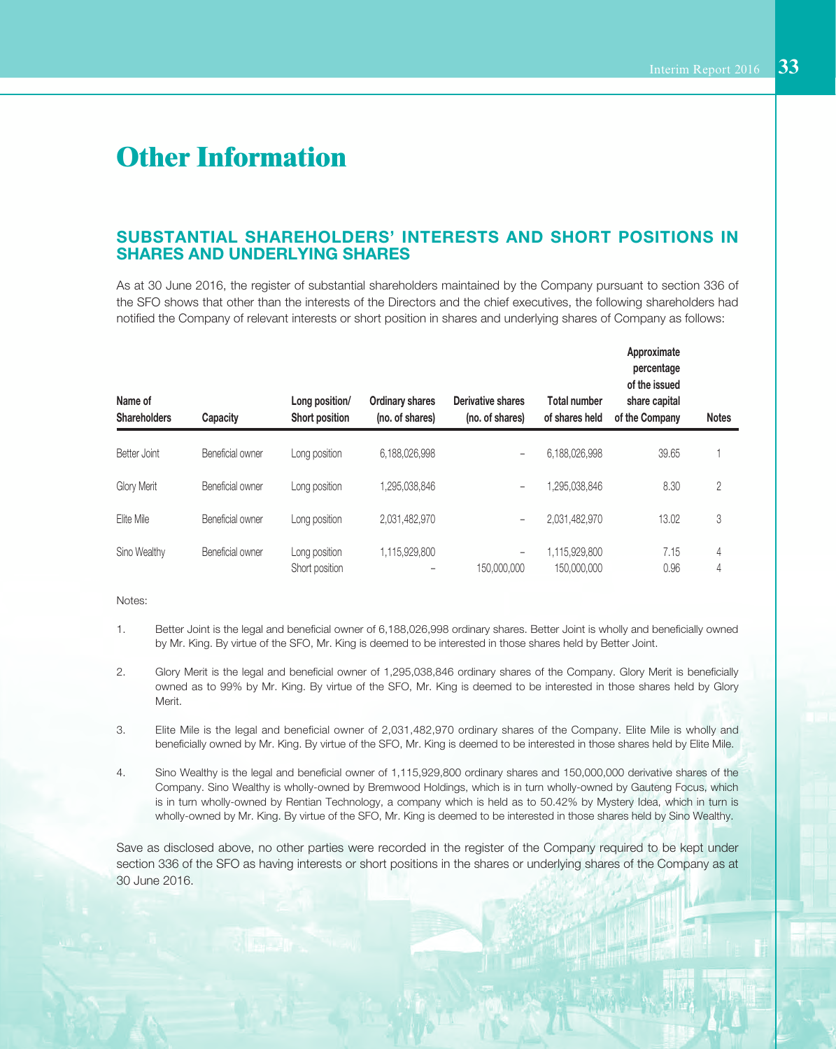# Other Information

## SUBSTANTIAL SHAREHOLDERS' INTERESTS AND SHORT POSITIONS IN SHARES AND UNDERLYING SHARES

As at 30 June 2016, the register of substantial shareholders maintained by the Company pursuant to section 336 of the SFO shows that other than the interests of the Directors and the chief executives, the following shareholders had notified the Company of relevant interests or short position in shares and underlying shares of Company as follows:

| Name of Shareholders | Capacity | Long position/ Short position | Ordinary shares (no. of shares) | Derivative shares (no. of shares) | Total number of shares held | Approximate percentage of the issued share capital of the Company | Notes |
|---|---|---|---|---|---|---|---|
| Better Joint | Beneficial owner | Long position | 6,188,026,998 | – | 6,188,026,998 | 39.65 | 1 |
| Glory Merit | Beneficial owner | Long position | 1,295,038,846 | – | 1,295,038,846 | 8.30 | 2 |
| Elite Mile | Beneficial owner | Long position | 2,031,482,970 | – | 2,031,482,970 | 13.02 | 3 |
| Sino Wealthy | Beneficial owner | Long position | 1,115,929,800 | – | 1,115,929,800 | 7.15 | 4 |
| | | Short position | – | 150,000,000 | 150,000,000 | 0.96 | 4 |

Notes:

1. Better Joint is the legal and beneficial owner of 6,188,026,998 ordinary shares. Better Joint is wholly and beneficially owned by Mr. King. By virtue of the SFO, Mr. King is deemed to be interested in those shares held by Better Joint.

2. Glory Merit is the legal and beneficial owner of 1,295,038,846 ordinary shares of the Company. Glory Merit is beneficially owned as to 99% by Mr. King. By virtue of the SFO, Mr. King is deemed to be interested in those shares held by Glory Merit.

3. Elite Mile is the legal and beneficial owner of 2,031,482,970 ordinary shares of the Company. Elite Mile is wholly and beneficially owned by Mr. King. By virtue of the SFO, Mr. King is deemed to be interested in those shares held by Elite Mile.

4. Sino Wealthy is the legal and beneficial owner of 1,115,929,800 ordinary shares and 150,000,000 derivative shares of the Company. Sino Wealthy is wholly-owned by Bremwood Holdings, which is in turn wholly-owned by Gauteng Focus, which is in turn wholly-owned by Rentian Technology, a company which is held as to 50.42% by Mystery Idea, which in turn is wholly-owned by Mr. King. By virtue of the SFO, Mr. King is deemed to be interested in those shares held by Sino Wealthy.

Save as disclosed above, no other parties were recorded in the register of the Company required to be kept under section 336 of the SFO as having interests or short positions in the shares or underlying shares of the Company as at 30 June 2016.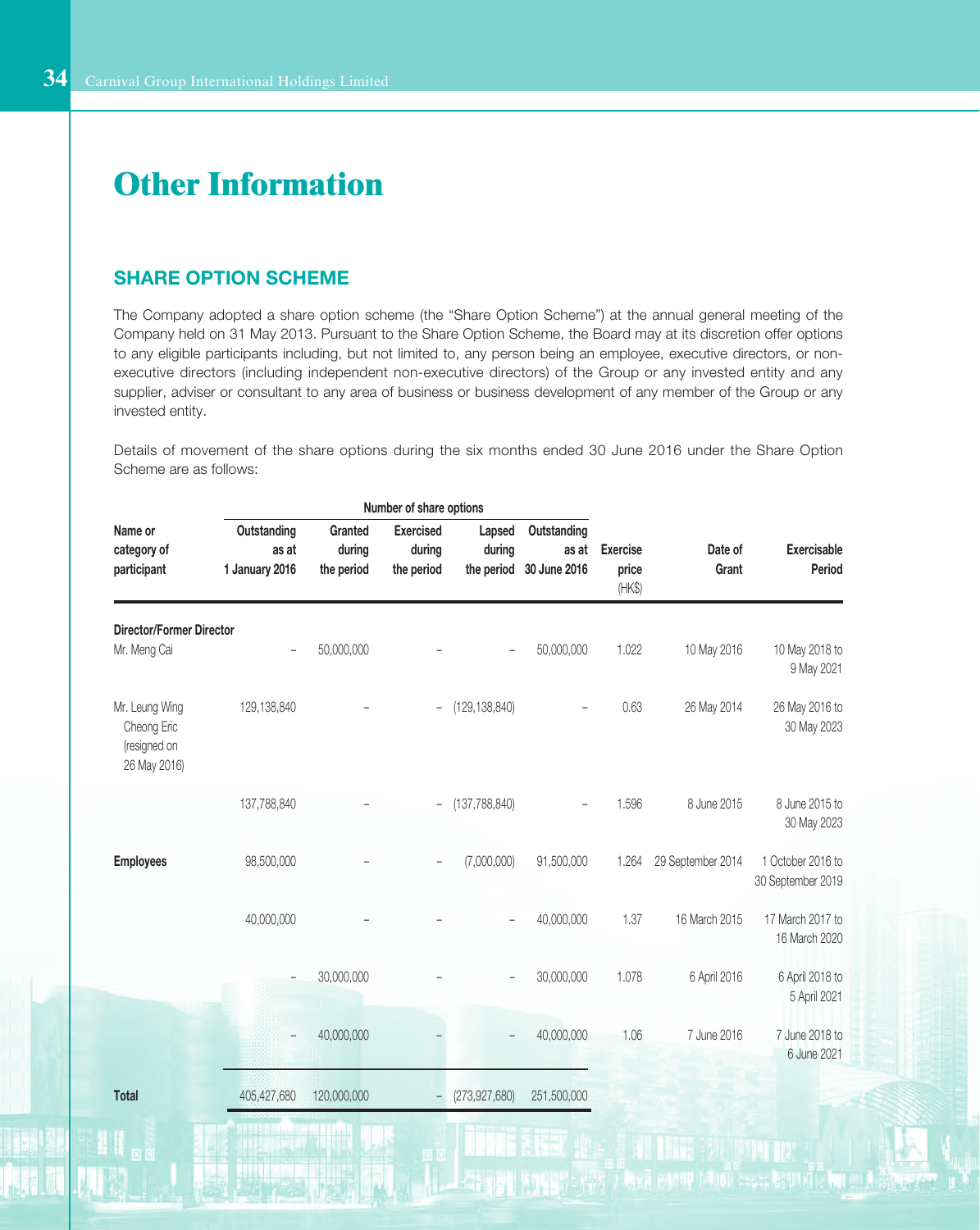# Other Information

## SHARE OPTION SCHEME

The Company adopted a share option scheme (the "Share Option Scheme") at the annual general meeting of the Company held on 31 May 2013. Pursuant to the Share Option Scheme, the Board may at its discretion offer options to any eligible participants including, but not limited to, any person being an employee, executive directors, or non-executive directors (including independent non-executive directors) of the Group or any invested entity and any supplier, adviser or consultant to any area of business or business development of any member of the Group or any invested entity.

Details of movement of the share options during the six months ended 30 June 2016 under the Share Option Scheme are as follows:

| Name or category of participant | Number of share options | | | | | Exercise price (HK$) | Date of Grant | Exercisable Period |
|---|---|---|---|---|---|---|---|---|
| | Outstanding as at 1 January 2016 | Granted during the period | Exercised during the period | Lapsed during the period | Outstanding as at 30 June 2016 | | | |
| **Director/Former Director** | | | | | | | | |
| Mr. Meng Cai | – | 50,000,000 | – | – | 50,000,000 | 1.022 | 10 May 2016 | 10 May 2018 to 9 May 2021 |
| Mr. Leung Wing Cheong Eric (resigned on 26 May 2016) | 129,138,840 | – | – | (129,138,840) | – | 0.63 | 26 May 2014 | 26 May 2016 to 30 May 2023 |
| | 137,788,840 | – | – | (137,788,840) | – | 1.596 | 8 June 2015 | 8 June 2015 to 30 May 2023 |
| **Employees** | 98,500,000 | – | – | (7,000,000) | 91,500,000 | 1.264 | 29 September 2014 | 1 October 2016 to 30 September 2019 |
| | 40,000,000 | – | – | – | 40,000,000 | 1.37 | 16 March 2015 | 17 March 2017 to 16 March 2020 |
| | – | 30,000,000 | – | – | 30,000,000 | 1.078 | 6 April 2016 | 6 April 2018 to 5 April 2021 |
| | – | 40,000,000 | – | – | 40,000,000 | 1.06 | 7 June 2016 | 7 June 2018 to 6 June 2021 |
| **Total** | 405,427,680 | 120,000,000 | – | (273,927,680) | 251,500,000 | | | |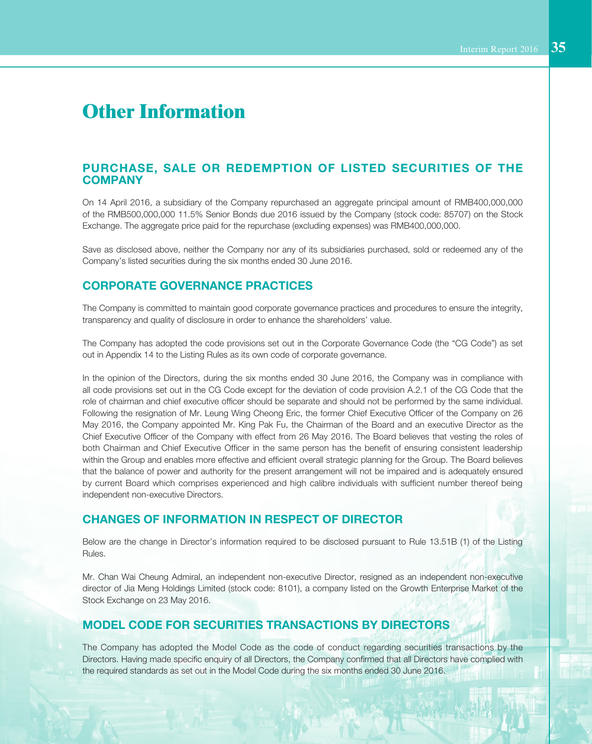# Other Information

## PURCHASE, SALE OR REDEMPTION OF LISTED SECURITIES OF THE COMPANY

On 14 April 2016, a subsidiary of the Company repurchased an aggregate principal amount of RMB400,000,000 of the RMB500,000,000 11.5% Senior Bonds due 2016 issued by the Company (stock code: 85707) on the Stock Exchange. The aggregate price paid for the repurchase (excluding expenses) was RMB400,000,000.

Save as disclosed above, neither the Company nor any of its subsidiaries purchased, sold or redeemed any of the Company's listed securities during the six months ended 30 June 2016.

## CORPORATE GOVERNANCE PRACTICES

The Company is committed to maintain good corporate governance practices and procedures to ensure the integrity, transparency and quality of disclosure in order to enhance the shareholders' value.

The Company has adopted the code provisions set out in the Corporate Governance Code (the "CG Code") as set out in Appendix 14 to the Listing Rules as its own code of corporate governance.

In the opinion of the Directors, during the six months ended 30 June 2016, the Company was in compliance with all code provisions set out in the CG Code except for the deviation of code provision A.2.1 of the CG Code that the role of chairman and chief executive officer should be separate and should not be performed by the same individual. Following the resignation of Mr. Leung Wing Cheong Eric, the former Chief Executive Officer of the Company on 26 May 2016, the Company appointed Mr. King Pak Fu, the Chairman of the Board and an executive Director as the Chief Executive Officer of the Company with effect from 26 May 2016. The Board believes that vesting the roles of both Chairman and Chief Executive Officer in the same person has the benefit of ensuring consistent leadership within the Group and enables more effective and efficient overall strategic planning for the Group. The Board believes that the balance of power and authority for the present arrangement will not be impaired and is adequately ensured by current Board which comprises experienced and high calibre individuals with sufficient number thereof being independent non-executive Directors.

## CHANGES OF INFORMATION IN RESPECT OF DIRECTOR

Below are the change in Director's information required to be disclosed pursuant to Rule 13.51B (1) of the Listing Rules.

Mr. Chan Wai Cheung Admiral, an independent non-executive Director, resigned as an independent non-executive director of Jia Meng Holdings Limited (stock code: 8101), a company listed on the Growth Enterprise Market of the Stock Exchange on 23 May 2016.

## MODEL CODE FOR SECURITIES TRANSACTIONS BY DIRECTORS

The Company has adopted the Model Code as the code of conduct regarding securities transactions by the Directors. Having made specific enquiry of all Directors, the Company confirmed that all Directors have complied with the required standards as set out in the Model Code during the six months ended 30 June 2016.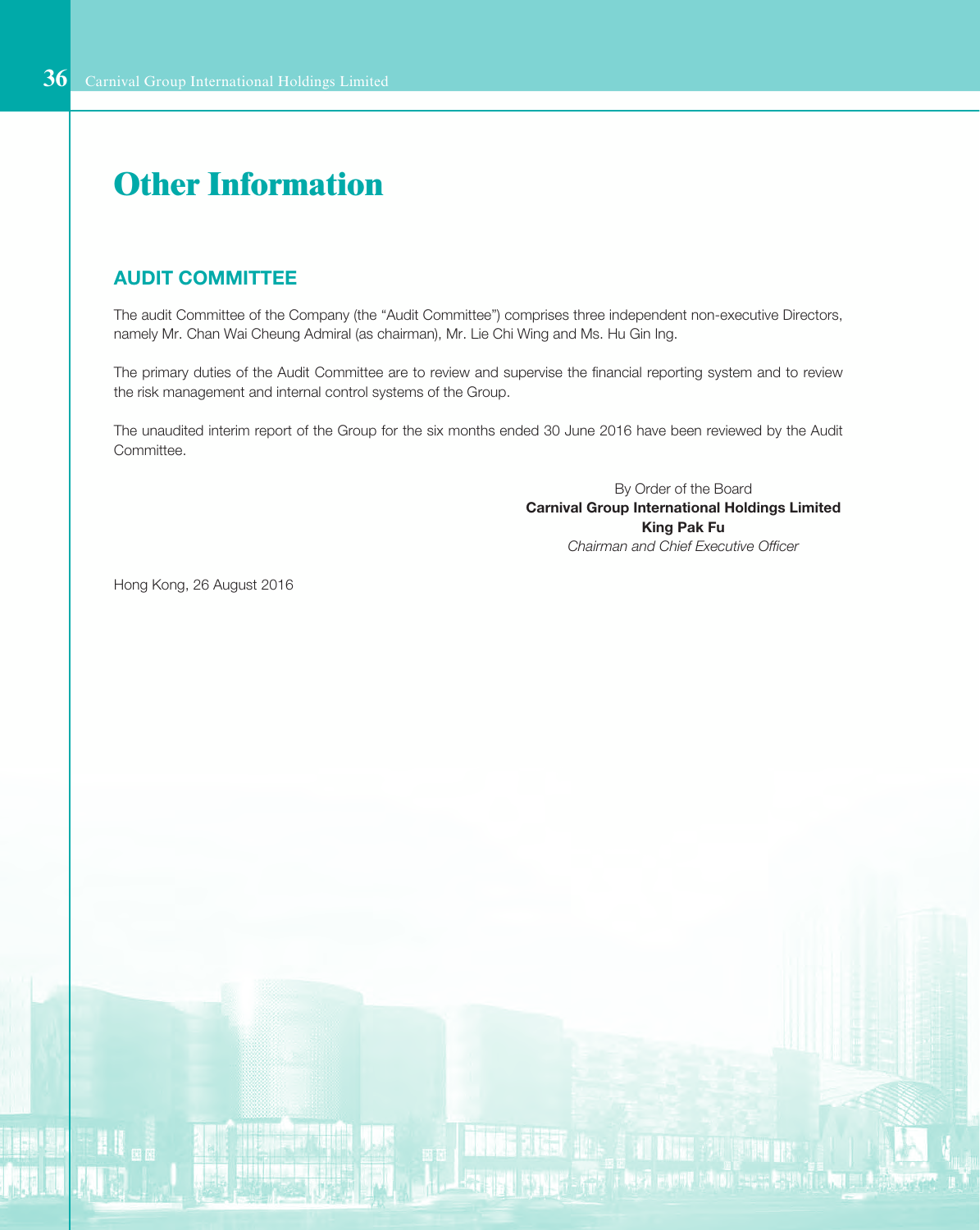# Other Information

## AUDIT COMMITTEE

The audit Committee of the Company (the "Audit Committee") comprises three independent non-executive Directors, namely Mr. Chan Wai Cheung Admiral (as chairman), Mr. Lie Chi Wing and Ms. Hu Gin Ing.

The primary duties of the Audit Committee are to review and supervise the financial reporting system and to review the risk management and internal control systems of the Group.

The unaudited interim report of the Group for the six months ended 30 June 2016 have been reviewed by the Audit Committee.

By Order of the Board
**Carnival Group International Holdings Limited**
**King Pak Fu**
*Chairman and Chief Executive Officer*

Hong Kong, 26 August 2016